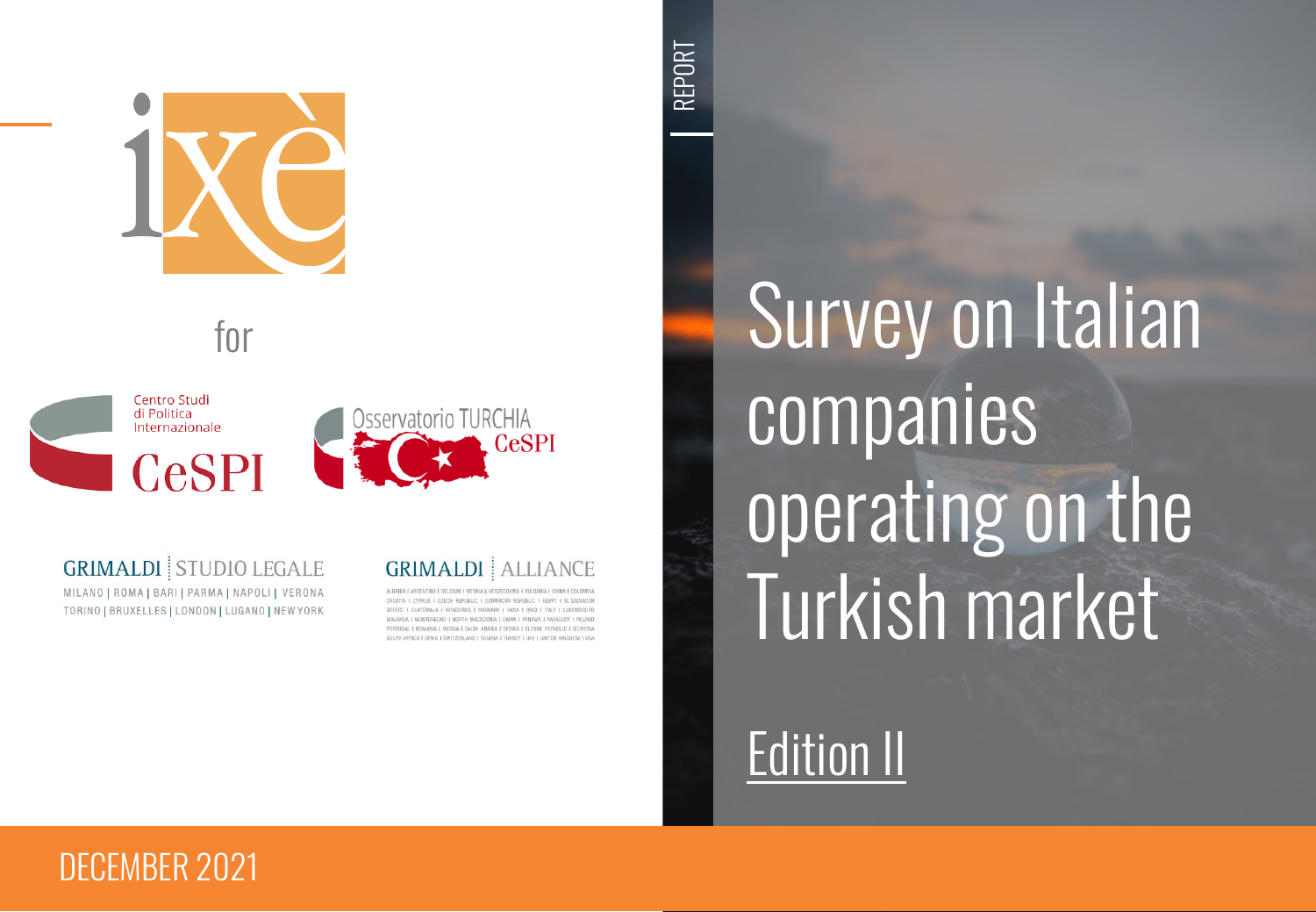ixè

for

Centro Studi di Politica Internazionale

CeSPI

Osservatorio TURCHIA CeSPI

GRIMALDI | STUDIO LEGALE

MILANO | ROMA | BARI | PARMA | NAPOLI | VERONA
TORINO | BRUXELLES | LONDON | LUGANO | NEW YORK

GRIMALDI | ALLIANCE

ALBANIA | ARGENTINA | BELGIUM | BOSNIA & HERZEGOVINA | BULGARIA | CHINA | COLOMBIA
CROATIA | CYPRUS | CZECH REPUBLIC | DOMINICAN REPUBLIC | EGYPT | EL SALVADOR
GREECE | GUATEMALA | HONDURAS | HUNGARY | INDIA | IRAQ | ITALY | LUXEMBOURG
MALAYSIA | MONTENEGRO | NORTH MACEDONIA | OMAN | PANAMA | PARAGUAY | POLAND
PORTUGAL | ROMANIA | RUSSIA | SAUDI ARABIA | SERBIA | SLOVAK REPUBLIC | SLOVENIA
SOUTH AFRICA | SPAIN | SWITZERLAND | TUNISIA | TURKEY | UAE | UNITED KINGDOM | USA

REPORT

# Survey on Italian companies operating on the Turkish market

Edition II

DECEMBER 2021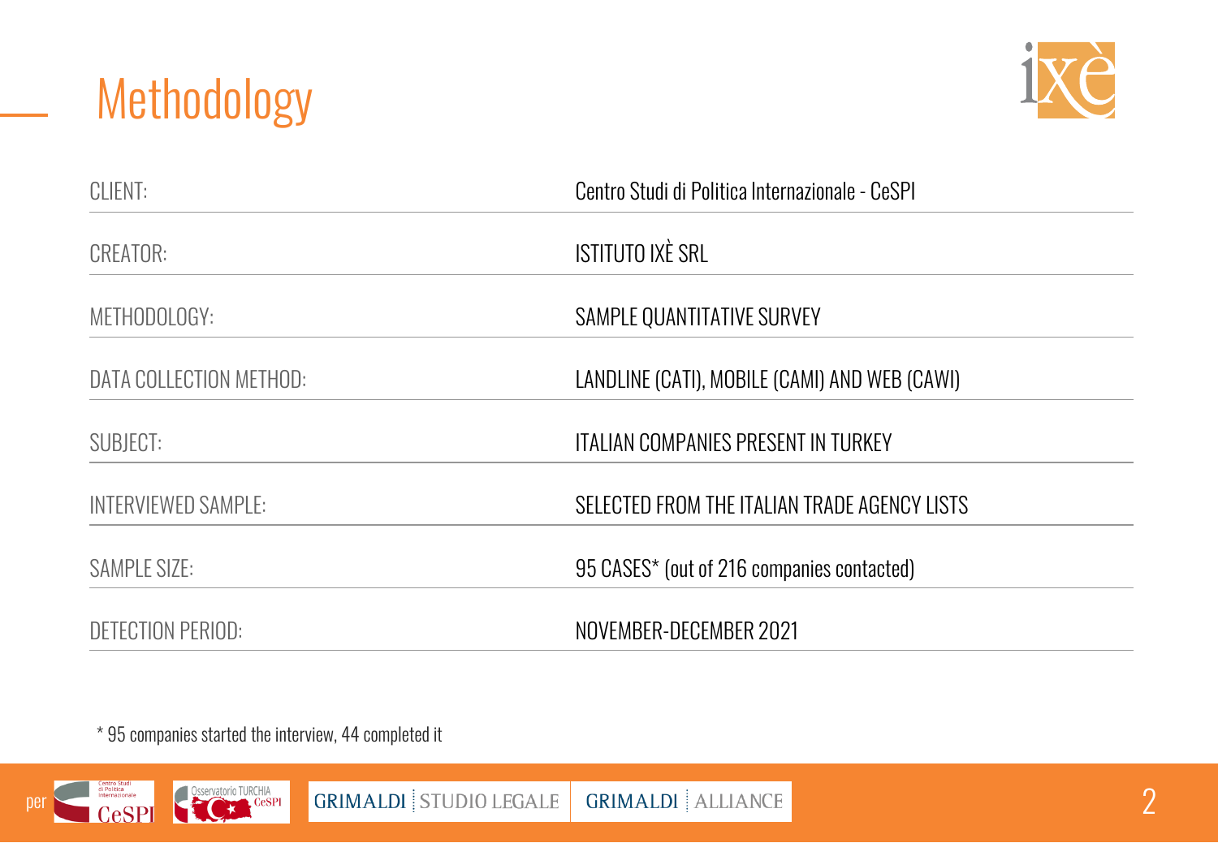# Methodology

| | |
|---|---|
| CLIENT: | Centro Studi di Politica Internazionale - CeSPI |
| CREATOR: | ISTITUTO IXÈ SRL |
| METHODOLOGY: | SAMPLE QUANTITATIVE SURVEY |
| DATA COLLECTION METHOD: | LANDLINE (CATI), MOBILE (CAMI) AND WEB (CAWI) |
| SUBJECT: | ITALIAN COMPANIES PRESENT IN TURKEY |
| INTERVIEWED SAMPLE: | SELECTED FROM THE ITALIAN TRADE AGENCY LISTS |
| SAMPLE SIZE: | 95 CASES* (out of 216 companies contacted) |
| DETECTION PERIOD: | NOVEMBER-DECEMBER 2021 |

* 95 companies started the interview, 44 completed it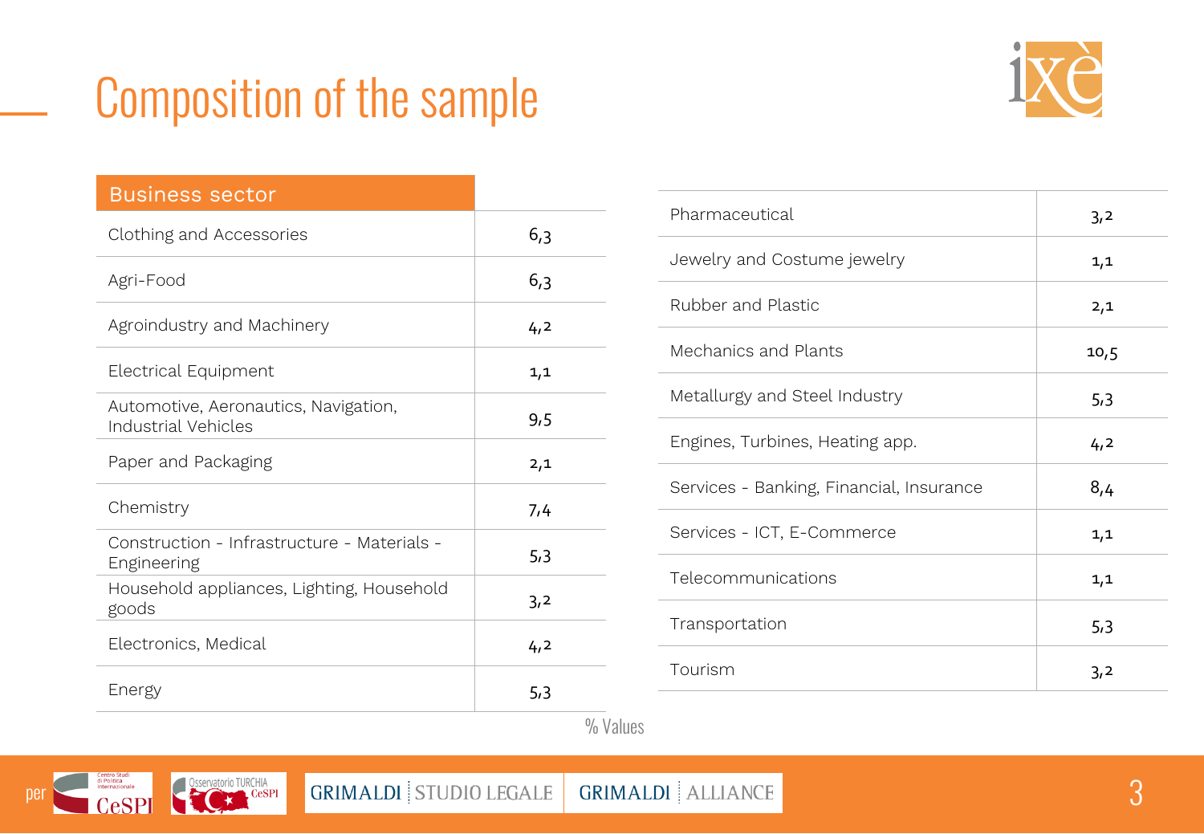# Composition of the sample

| Business sector | |
|---|---|
| Clothing and Accessories | 6,3 |
| Agri-Food | 6,3 |
| Agroindustry and Machinery | 4,2 |
| Electrical Equipment | 1,1 |
| Automotive, Aeronautics, Navigation, Industrial Vehicles | 9,5 |
| Paper and Packaging | 2,1 |
| Chemistry | 7,4 |
| Construction - Infrastructure - Materials - Engineering | 5,3 |
| Household appliances, Lighting, Household goods | 3,2 |
| Electronics, Medical | 4,2 |
| Energy | 5,3 |
| Pharmaceutical | 3,2 |
| Jewelry and Costume jewelry | 1,1 |
| Rubber and Plastic | 2,1 |
| Mechanics and Plants | 10,5 |
| Metallurgy and Steel Industry | 5,3 |
| Engines, Turbines, Heating app. | 4,2 |
| Services - Banking, Financial, Insurance | 8,4 |
| Services - ICT, E-Commerce | 1,1 |
| Telecommunications | 1,1 |
| Transportation | 5,3 |
| Tourism | 3,2 |

% Values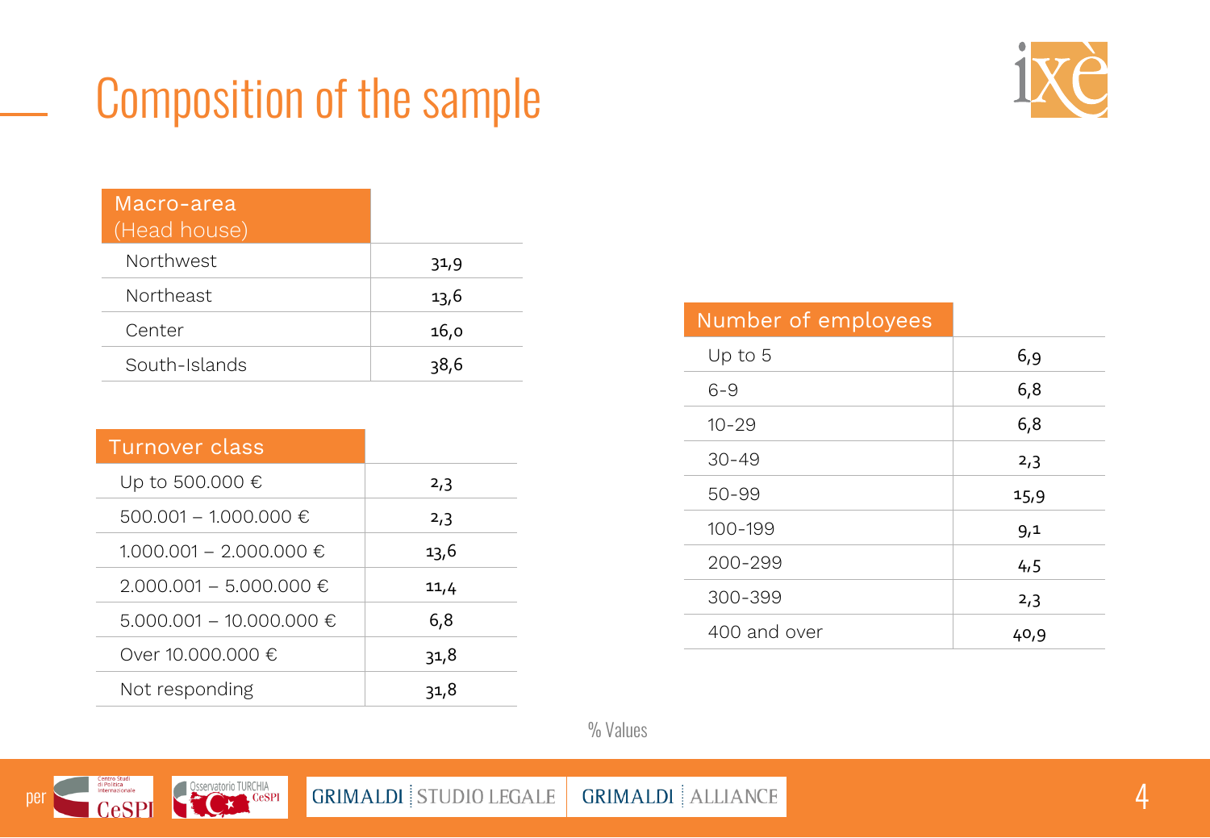# Composition of the sample

| Macro-area (Head house) | |
|---|---|
| Northwest | 31,9 |
| Northeast | 13,6 |
| Center | 16,0 |
| South-Islands | 38,6 |

| Turnover class | |
|---|---|
| Up to 500.000 € | 2,3 |
| 500.001 – 1.000.000 € | 2,3 |
| 1.000.001 – 2.000.000 € | 13,6 |
| 2.000.001 – 5.000.000 € | 11,4 |
| 5.000.001 – 10.000.000 € | 6,8 |
| Over 10.000.000 € | 31,8 |
| Not responding | 31,8 |

| Number of employees | |
|---|---|
| Up to 5 | 6,9 |
| 6-9 | 6,8 |
| 10-29 | 6,8 |
| 30-49 | 2,3 |
| 50-99 | 15,9 |
| 100-199 | 9,1 |
| 200-299 | 4,5 |
| 300-399 | 2,3 |
| 400 and over | 40,9 |

% Values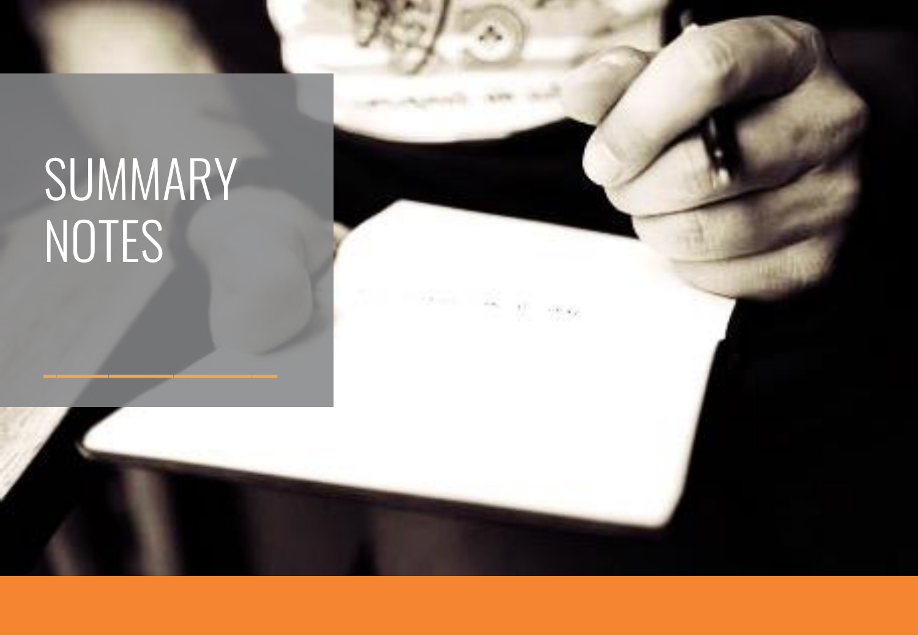# SUMMARY NOTES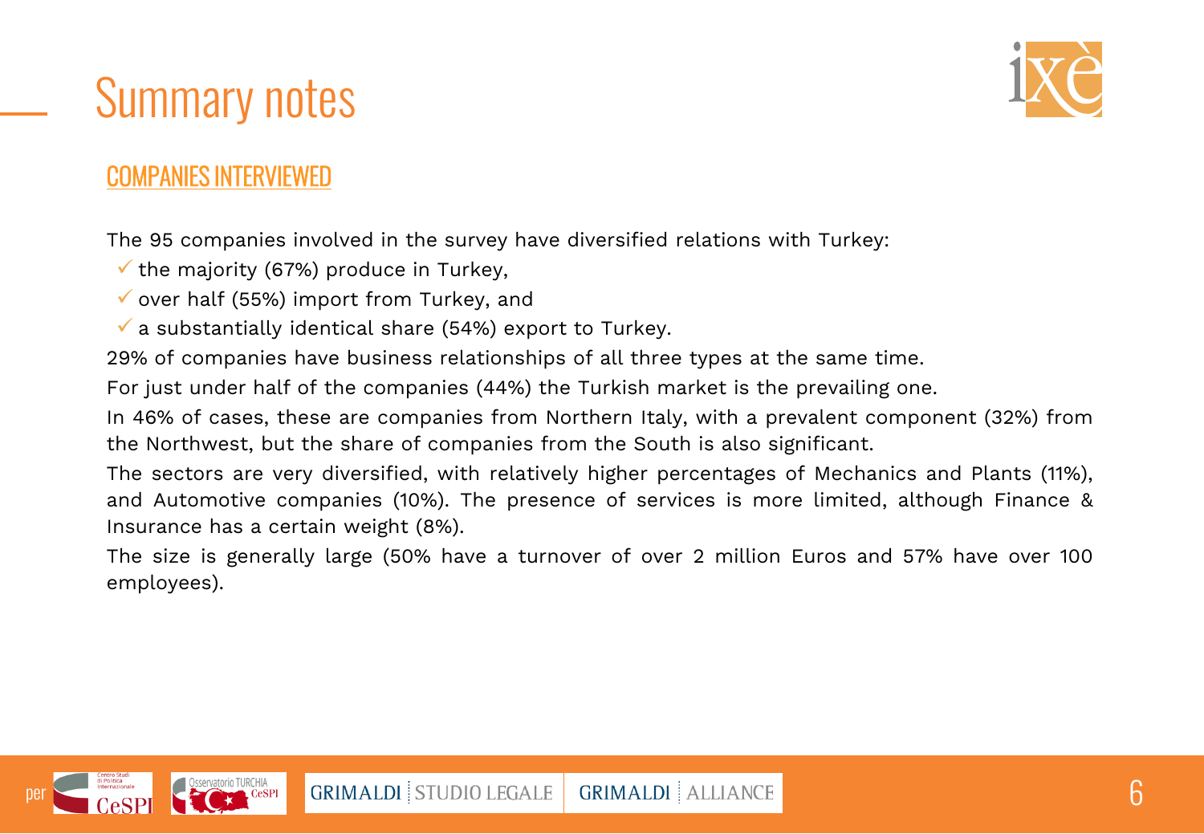# Summary notes

## COMPANIES INTERVIEWED

The 95 companies involved in the survey have diversified relations with Turkey:

- ✓ the majority (67%) produce in Turkey,
- ✓ over half (55%) import from Turkey, and
- ✓ a substantially identical share (54%) export to Turkey.

29% of companies have business relationships of all three types at the same time.

For just under half of the companies (44%) the Turkish market is the prevailing one.

In 46% of cases, these are companies from Northern Italy, with a prevalent component (32%) from the Northwest, but the share of companies from the South is also significant.

The sectors are very diversified, with relatively higher percentages of Mechanics and Plants (11%), and Automotive companies (10%). The presence of services is more limited, although Finance & Insurance has a certain weight (8%).

The size is generally large (50% have a turnover of over 2 million Euros and 57% have over 100 employees).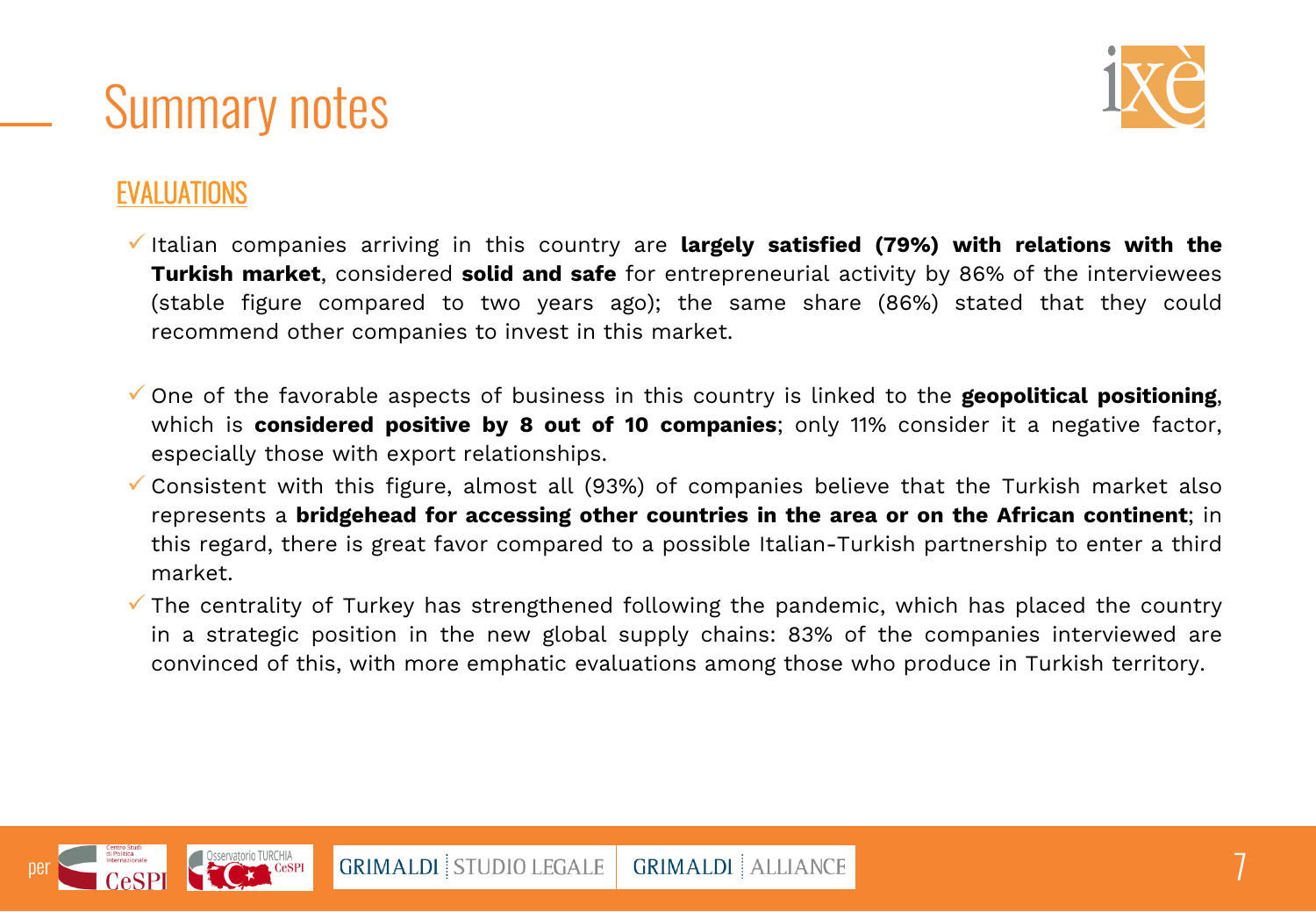# Summary notes

## EVALUATIONS

- Italian companies arriving in this country are **largely satisfied (79%) with relations with the Turkish market**, considered **solid and safe** for entrepreneurial activity by 86% of the interviewees (stable figure compared to two years ago); the same share (86%) stated that they could recommend other companies to invest in this market.

- One of the favorable aspects of business in this country is linked to the **geopolitical positioning**, which is **considered positive by 8 out of 10 companies**; only 11% consider it a negative factor, especially those with export relationships.
- Consistent with this figure, almost all (93%) of companies believe that the Turkish market also represents a **bridgehead for accessing other countries in the area or on the African continent**; in this regard, there is great favor compared to a possible Italian-Turkish partnership to enter a third market.
- The centrality of Turkey has strengthened following the pandemic, which has placed the country in a strategic position in the new global supply chains: 83% of the companies interviewed are convinced of this, with more emphatic evaluations among those who produce in Turkish territory.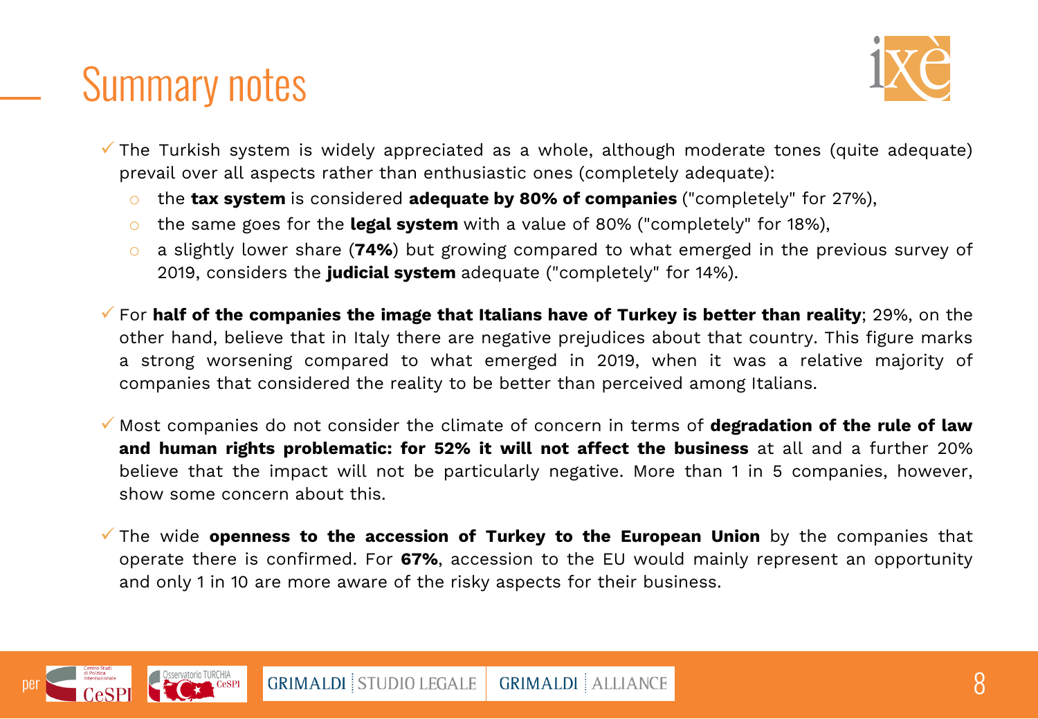# Summary notes

- The Turkish system is widely appreciated as a whole, although moderate tones (quite adequate) prevail over all aspects rather than enthusiastic ones (completely adequate):
  - the **tax system** is considered **adequate by 80% of companies** ("completely" for 27%),
  - the same goes for the **legal system** with a value of 80% ("completely" for 18%),
  - a slightly lower share (**74%**) but growing compared to what emerged in the previous survey of 2019, considers the **judicial system** adequate ("completely" for 14%).
- For **half of the companies the image that Italians have of Turkey is better than reality**; 29%, on the other hand, believe that in Italy there are negative prejudices about that country. This figure marks a strong worsening compared to what emerged in 2019, when it was a relative majority of companies that considered the reality to be better than perceived among Italians.
- Most companies do not consider the climate of concern in terms of **degradation of the rule of law and human rights problematic: for 52% it will not affect the business** at all and a further 20% believe that the impact will not be particularly negative. More than 1 in 5 companies, however, show some concern about this.
- The wide **openness to the accession of Turkey to the European Union** by the companies that operate there is confirmed. For **67%**, accession to the EU would mainly represent an opportunity and only 1 in 10 are more aware of the risky aspects for their business.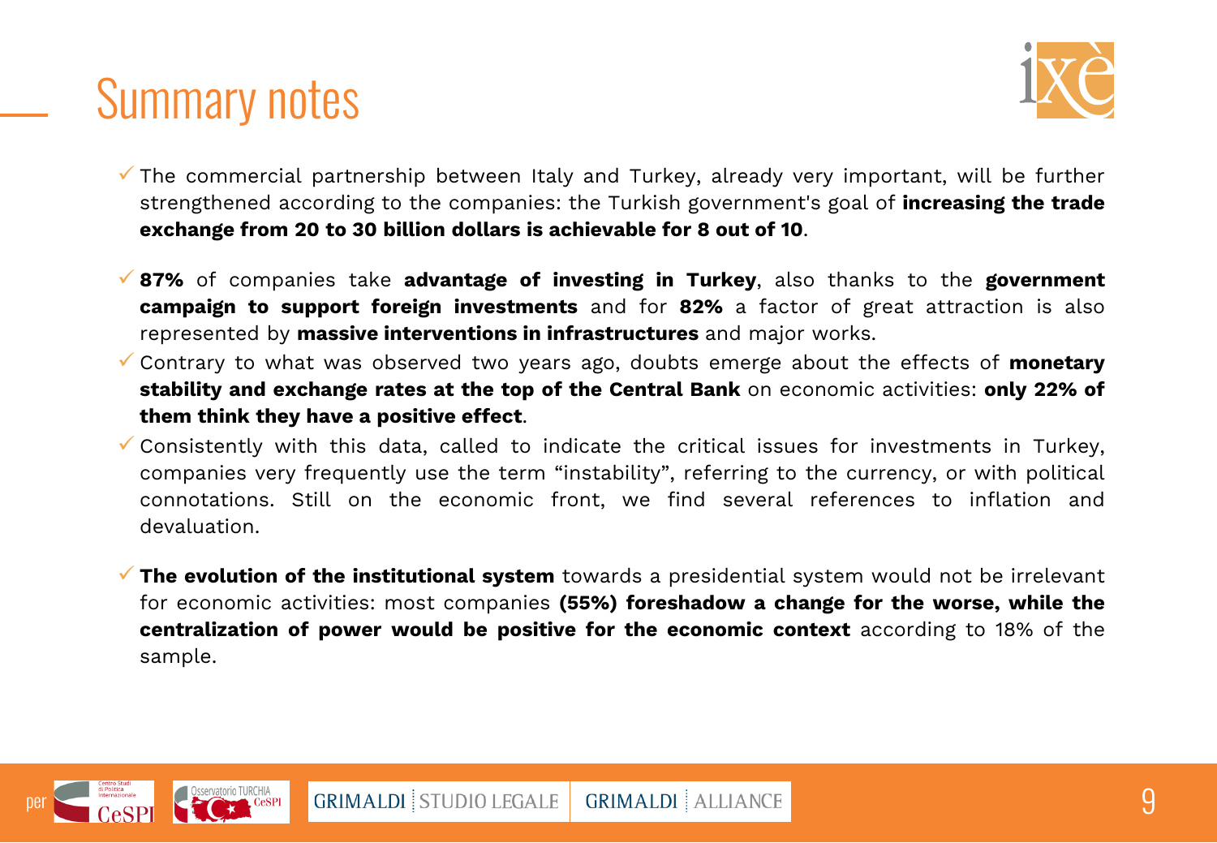# Summary notes

- The commercial partnership between Italy and Turkey, already very important, will be further strengthened according to the companies: the Turkish government's goal of **increasing the trade exchange from 20 to 30 billion dollars is achievable for 8 out of 10**.

- **87%** of companies take **advantage of investing in Turkey**, also thanks to the **government campaign to support foreign investments** and for **82%** a factor of great attraction is also represented by **massive interventions in infrastructures** and major works.
- Contrary to what was observed two years ago, doubts emerge about the effects of **monetary stability and exchange rates at the top of the Central Bank** on economic activities: **only 22% of them think they have a positive effect**.
- Consistently with this data, called to indicate the critical issues for investments in Turkey, companies very frequently use the term “instability”, referring to the currency, or with political connotations. Still on the economic front, we find several references to inflation and devaluation.

- **The evolution of the institutional system** towards a presidential system would not be irrelevant for economic activities: most companies **(55%) foreshadow a change for the worse, while the centralization of power would be positive for the economic context** according to 18% of the sample.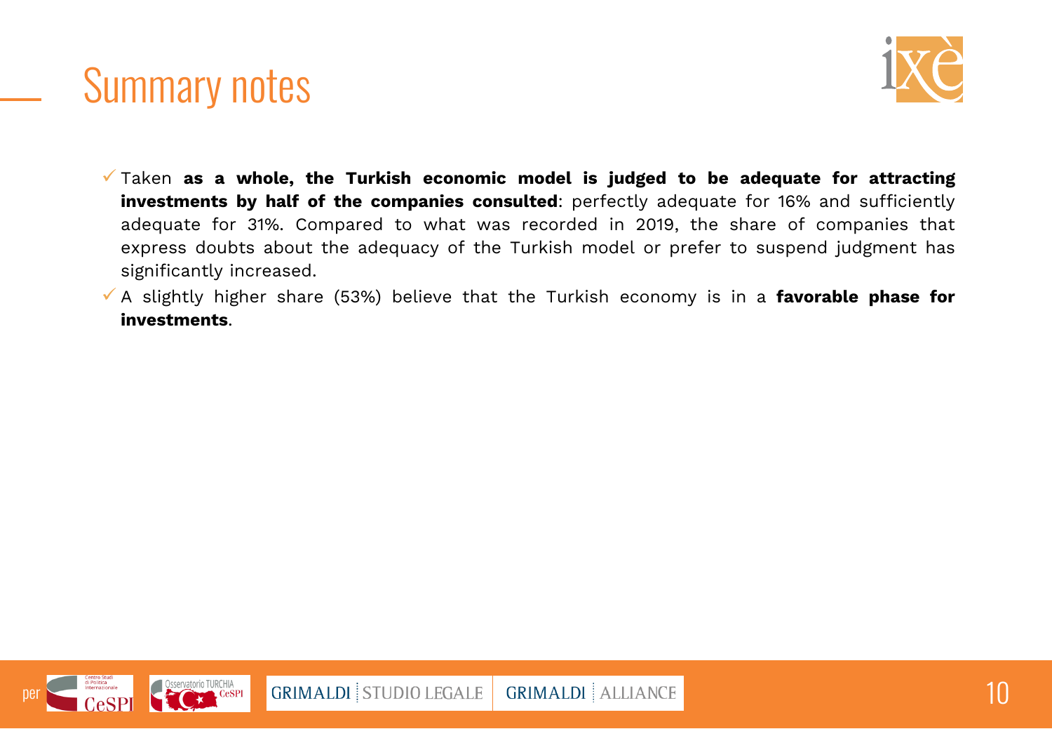# Summary notes

- ✓ Taken **as a whole, the Turkish economic model is judged to be adequate for attracting investments by half of the companies consulted**: perfectly adequate for 16% and sufficiently adequate for 31%. Compared to what was recorded in 2019, the share of companies that express doubts about the adequacy of the Turkish model or prefer to suspend judgment has significantly increased.
- ✓ A slightly higher share (53%) believe that the Turkish economy is in a **favorable phase for investments**.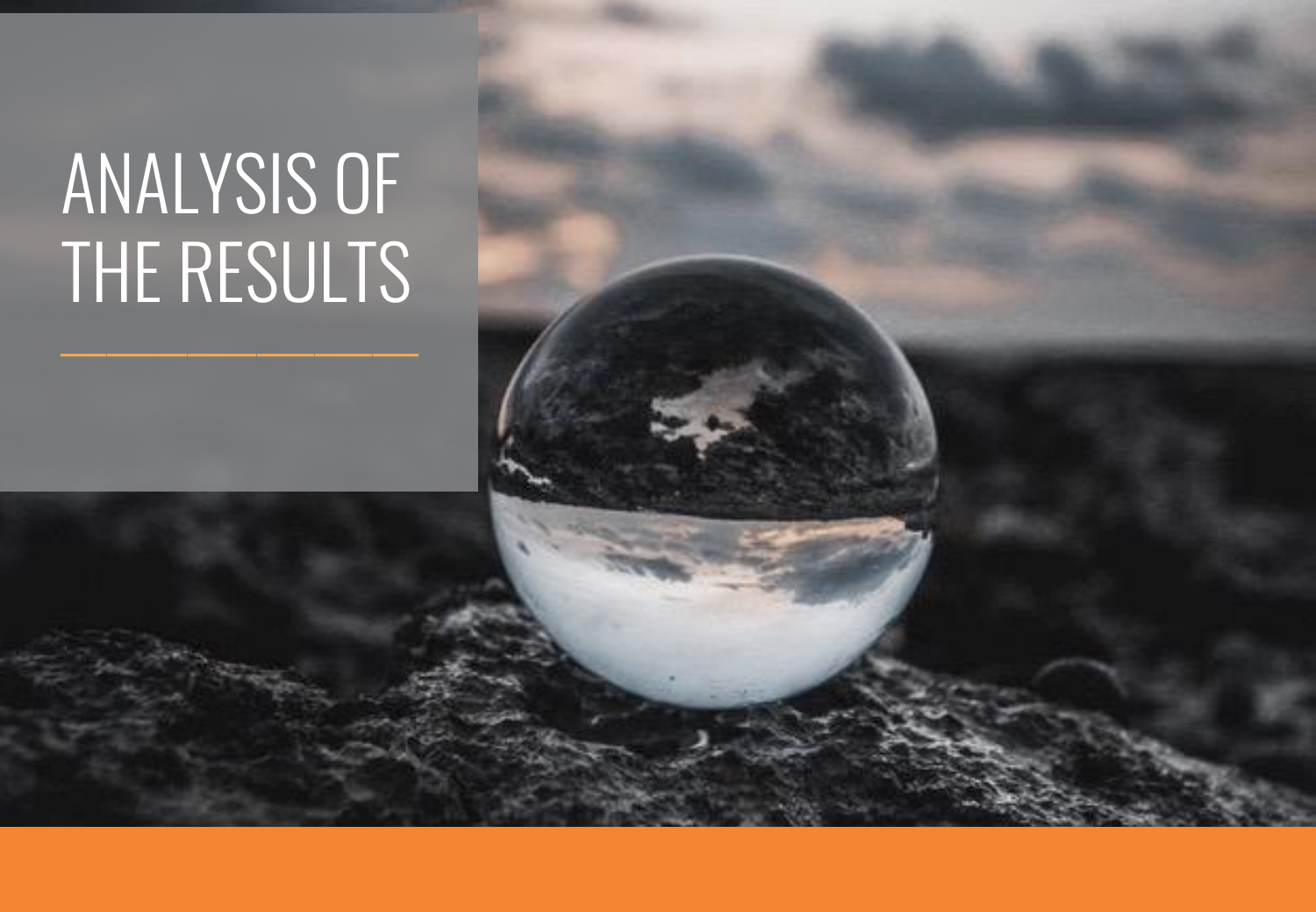# ANALYSIS OF THE RESULTS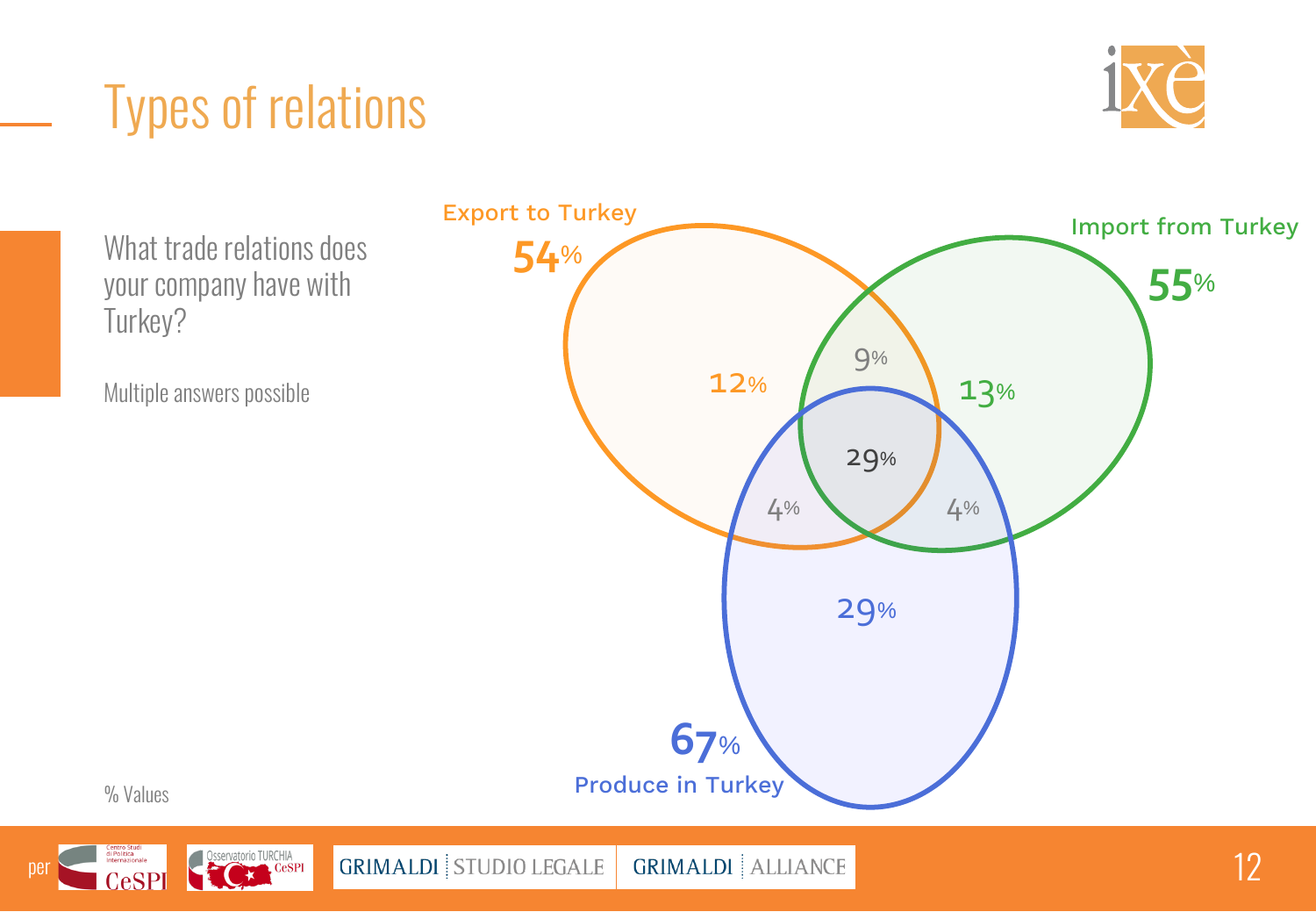# Types of relations

What trade relations does your company have with Turkey?

Multiple answers possible

Export to Turkey **54%**

Import from Turkey **55%**

Produce in Turkey **67%**

| Segment | % |
|---|---|
| Export only | 12% |
| Import only | 13% |
| Produce only | 29% |
| Export and Import | 9% |
| Export and Produce | 4% |
| Import and Produce | 4% |
| Export, Import and Produce | 29% |

% Values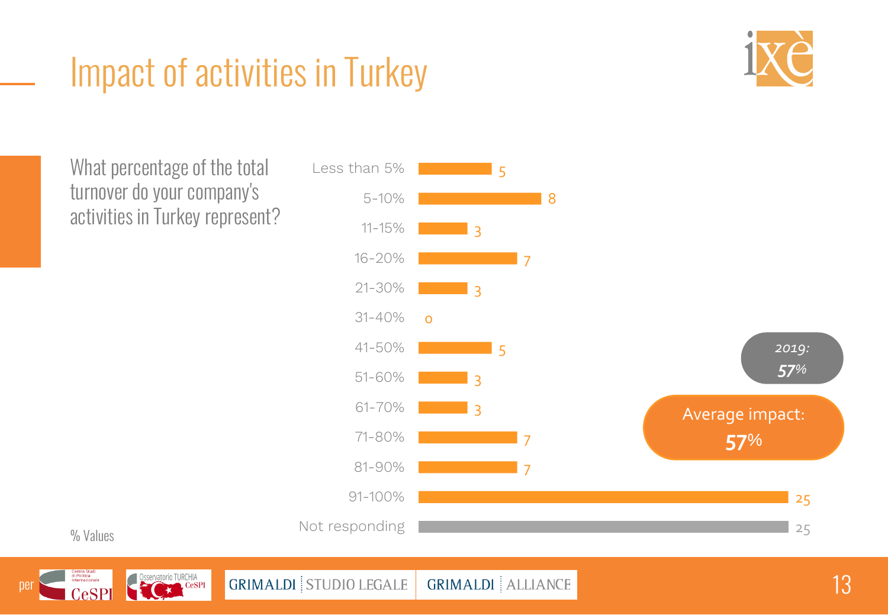# Impact of activities in Turkey

What percentage of the total turnover do your company's activities in Turkey represent?

| Share of turnover | % |
|---|---|
| Less than 5% | 5 |
| 5-10% | 8 |
| 11-15% | 3 |
| 16-20% | 7 |
| 21-30% | 3 |
| 31-40% | 0 |
| 41-50% | 5 |
| 51-60% | 3 |
| 61-70% | 3 |
| 71-80% | 7 |
| 81-90% | 7 |
| 91-100% | 25 |
| Not responding | 25 |

*2019:* ***57%***

Average impact: **57%**

% Values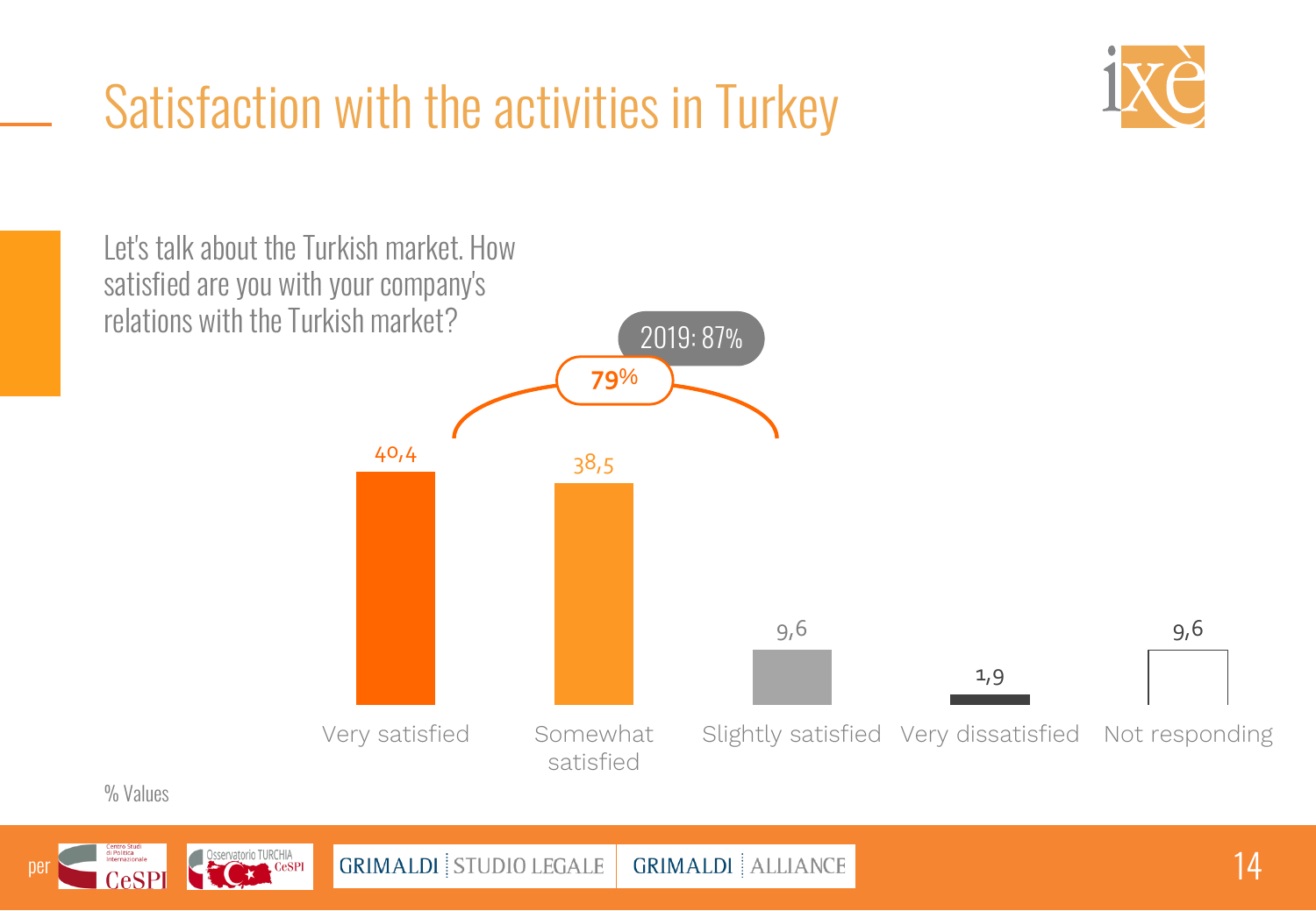# Satisfaction with the activities in Turkey

Let's talk about the Turkish market. How satisfied are you with your company's relations with the Turkish market?

| Response | % |
|---|---|
| Very satisfied | 40,4 |
| Somewhat satisfied | 38,5 |
| Slightly satisfied | 9,6 |
| Very dissatisfied | 1,9 |
| Not responding | 9,6 |

Very satisfied + Somewhat satisfied: 79%

2019: 87%

% Values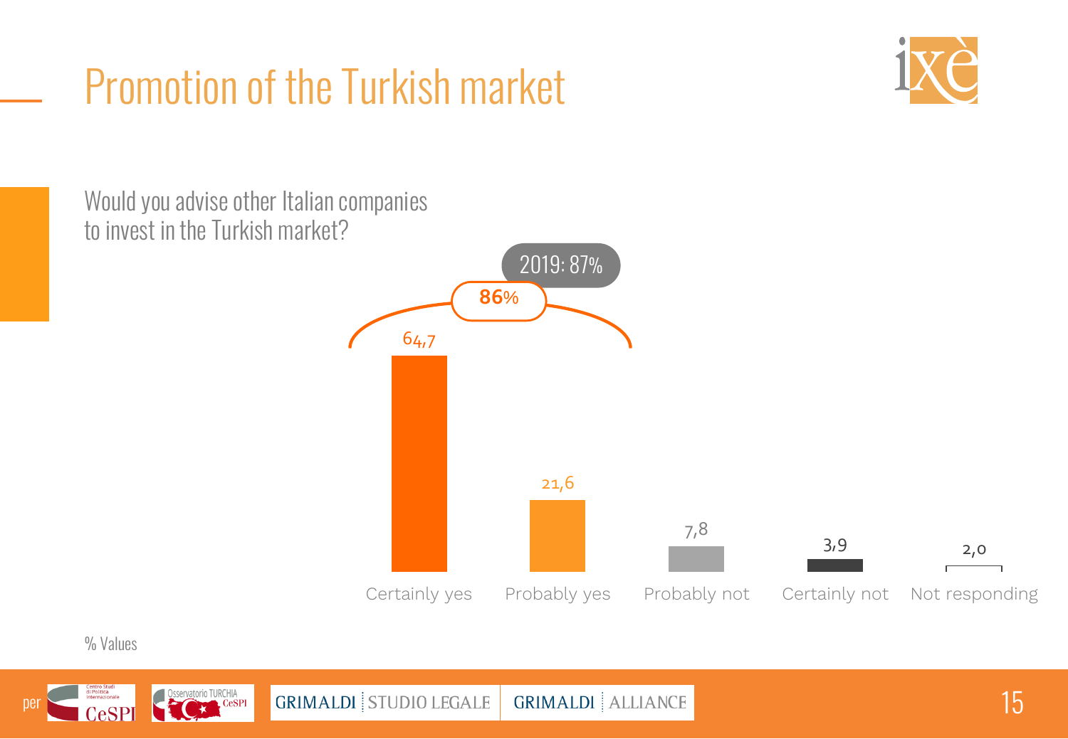# Promotion of the Turkish market

Would you advise other Italian companies to invest in the Turkish market?

2019: 87%

**86%**

| Certainly yes | Probably yes | Probably not | Certainly not | Not responding |
|---|---|---|---|---|
| 64,7 | 21,6 | 7,8 | 3,9 | 2,0 |

% Values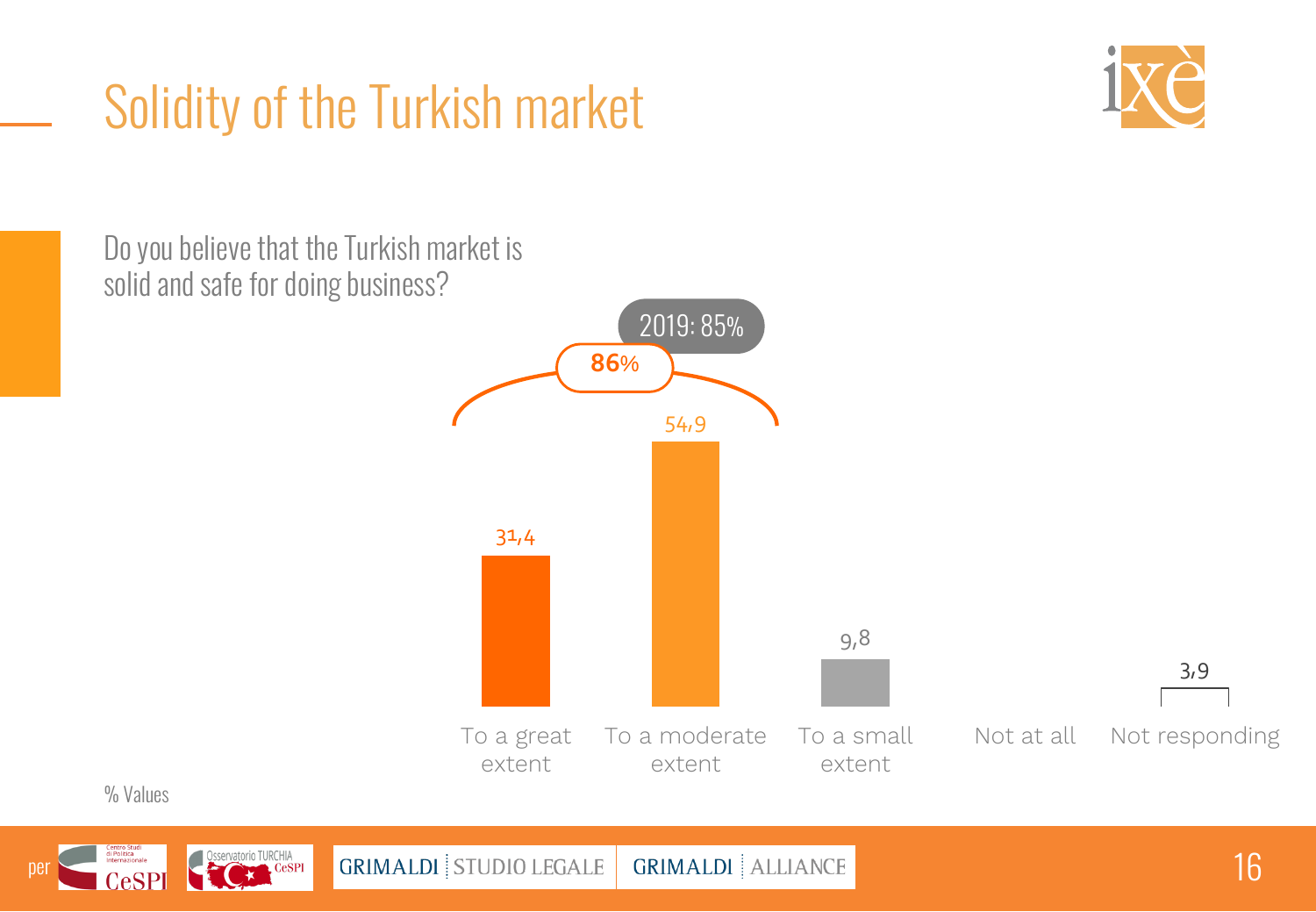# Solidity of the Turkish market

Do you believe that the Turkish market is solid and safe for doing business?

| | To a great extent | To a moderate extent | To a small extent | Not at all | Not responding |
|---|---|---|---|---|---|
| % | 31,4 | 54,9 | 9,8 | | 3,9 |

To a great extent + To a moderate extent: **86%** (2019: 85%)

% Values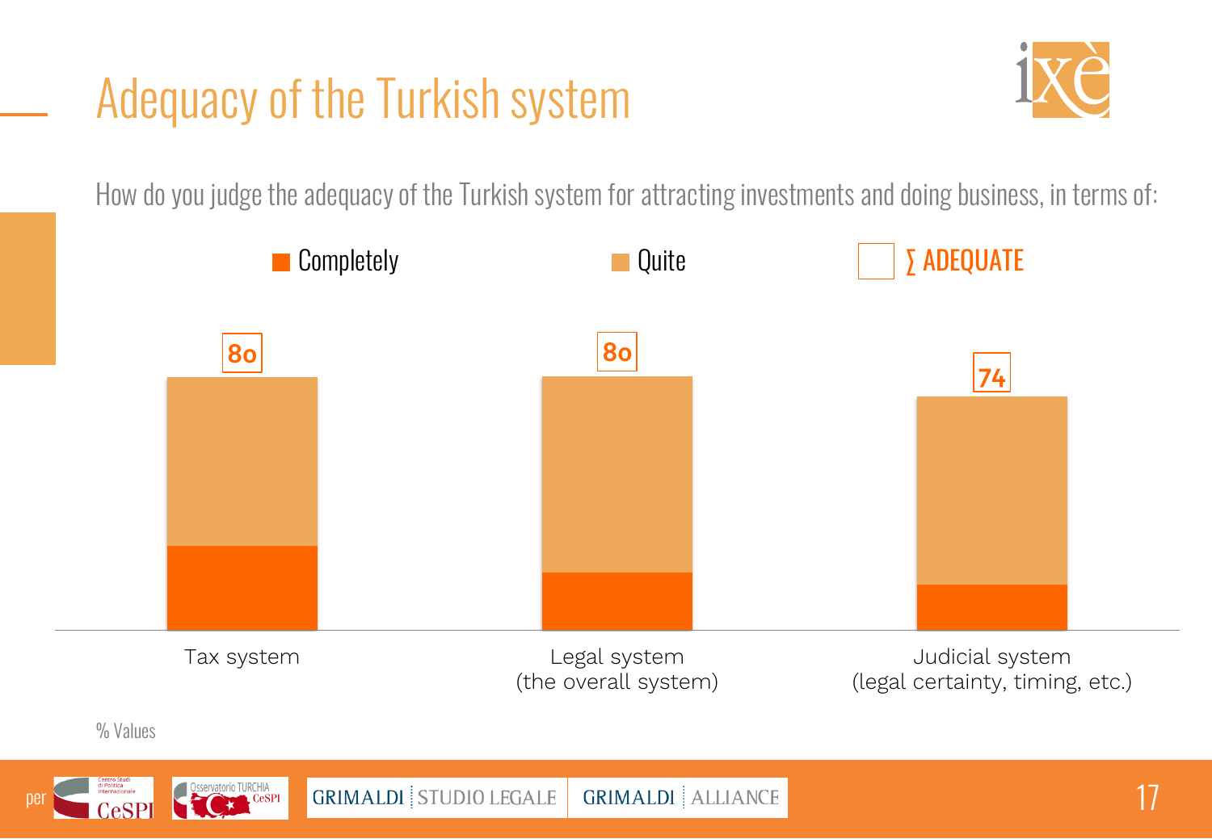# Adequacy of the Turkish system

How do you judge the adequacy of the Turkish system for attracting investments and doing business, in terms of:

■ Completely ■ Quite □ ∑ ADEQUATE

| | Tax system | Legal system (the overall system) | Judicial system (legal certainty, timing, etc.) |
|---|---|---|---|
| ∑ ADEQUATE | 80 | 80 | 74 |

% Values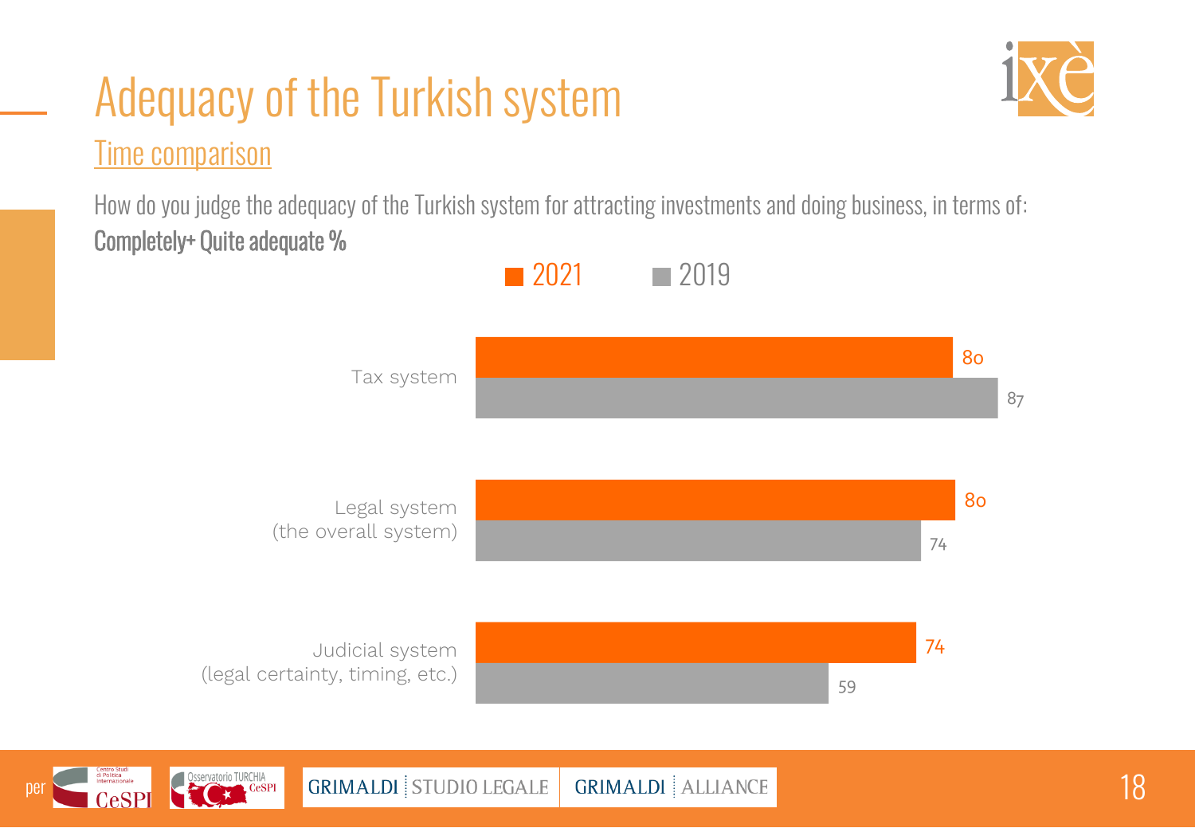# Adequacy of the Turkish system

## Time comparison

How do you judge the adequacy of the Turkish system for attracting investments and doing business, in terms of:

**Completely+ Quite adequate %**

| | 2021 | 2019 |
|---|---|---|
| Tax system | 80 | 87 |
| Legal system (the overall system) | 80 | 74 |
| Judicial system (legal certainty, timing, etc.) | 74 | 59 |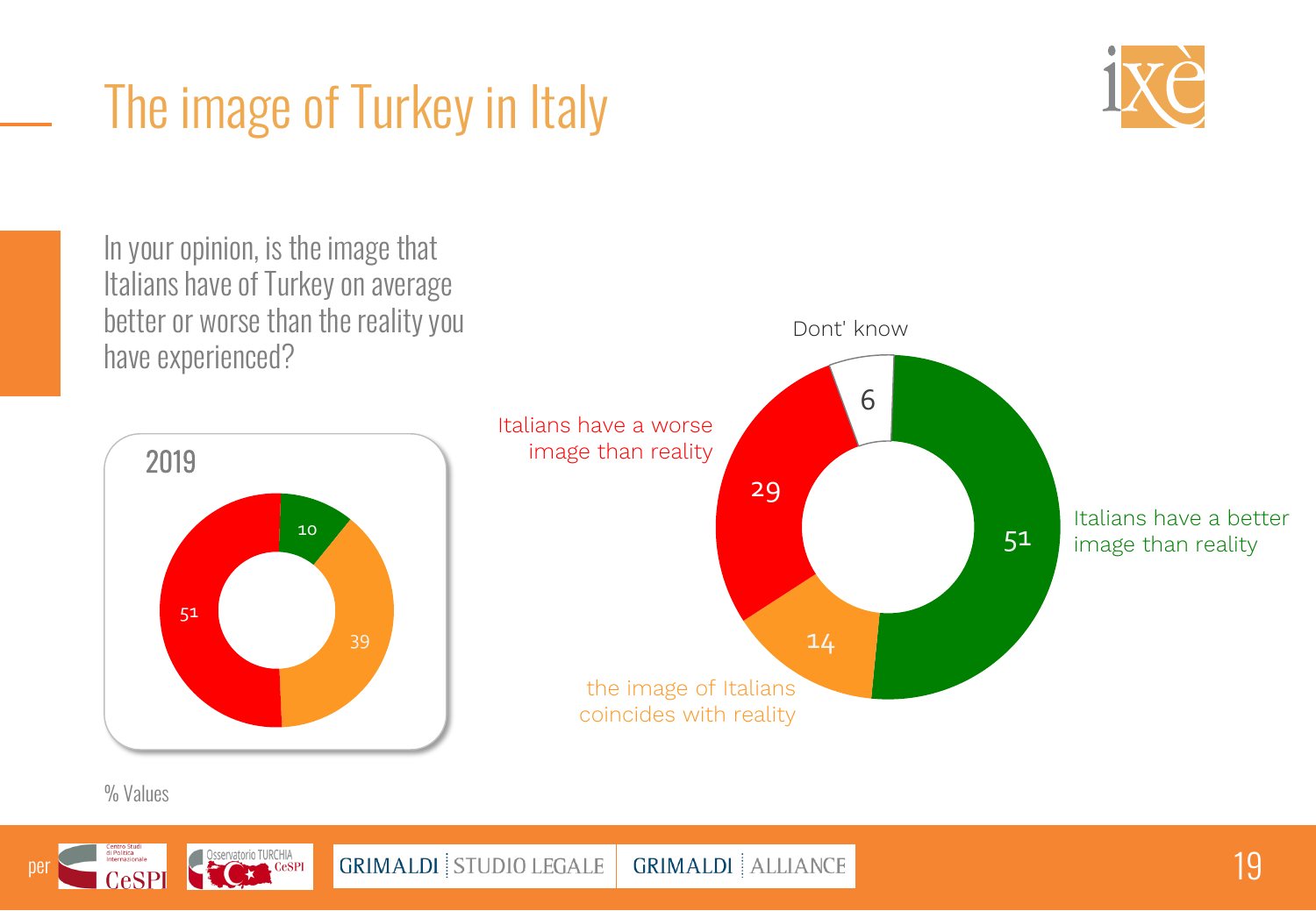# The image of Turkey in Italy

In your opinion, is the image that Italians have of Turkey on average better or worse than the reality you have experienced?

**2019**

| Response | 2019 | Current |
|---|---|---|
| Italians have a better image than reality | 10 | 51 |
| the image of Italians coincides with reality | 39 | 14 |
| Italians have a worse image than reality | 51 | 29 |
| Dont' know | | 6 |

% Values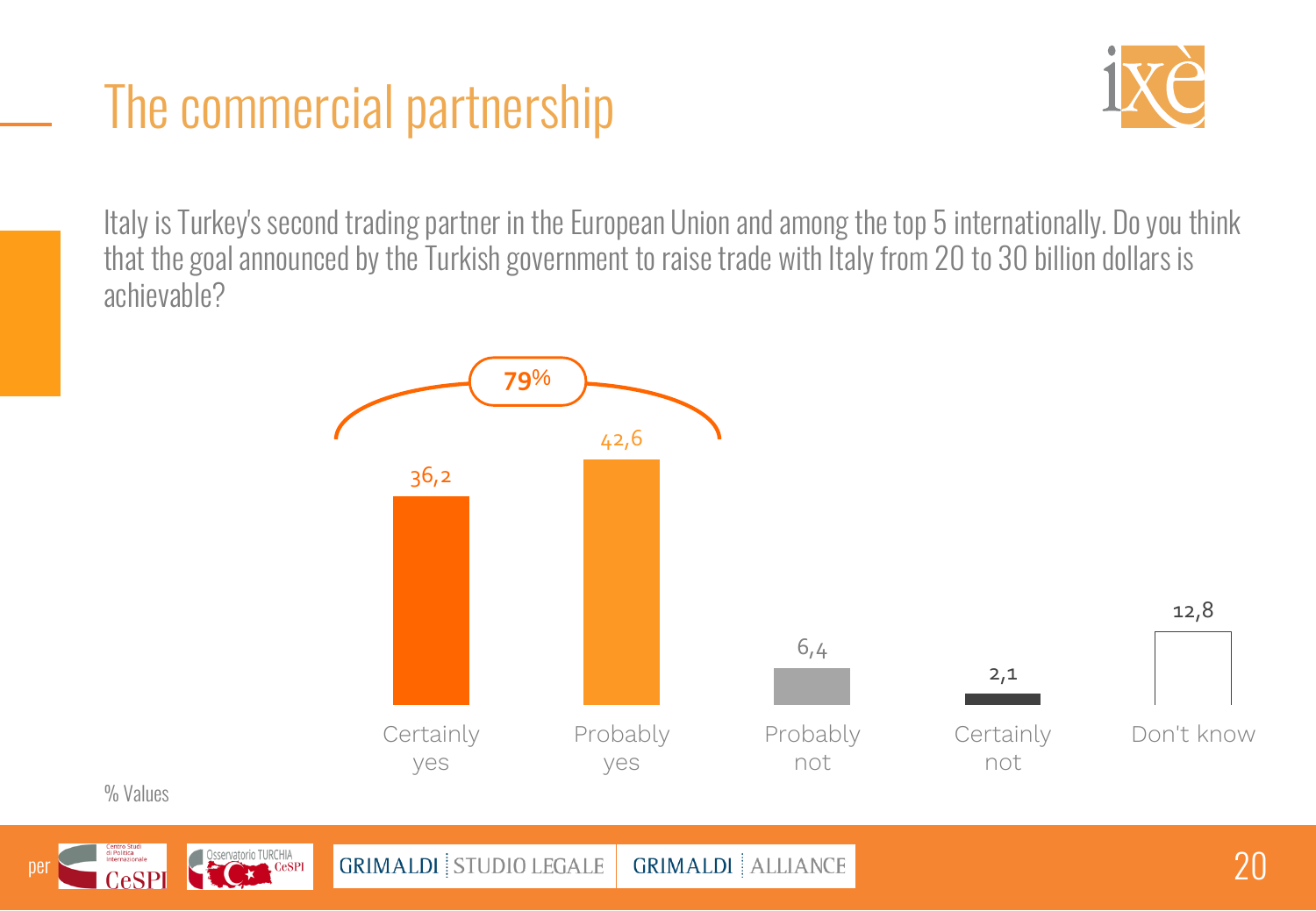# The commercial partnership

Italy is Turkey's second trading partner in the European Union and among the top 5 internationally. Do you think that the goal announced by the Turkish government to raise trade with Italy from 20 to 30 billion dollars is achievable?

| Response | % |
| --- | --- |
| Certainly yes | 36,2 |
| Probably yes | 42,6 |
| Probably not | 6,4 |
| Certainly not | 2,1 |
| Don't know | 12,8 |

**79%** (Certainly yes + Probably yes)

% Values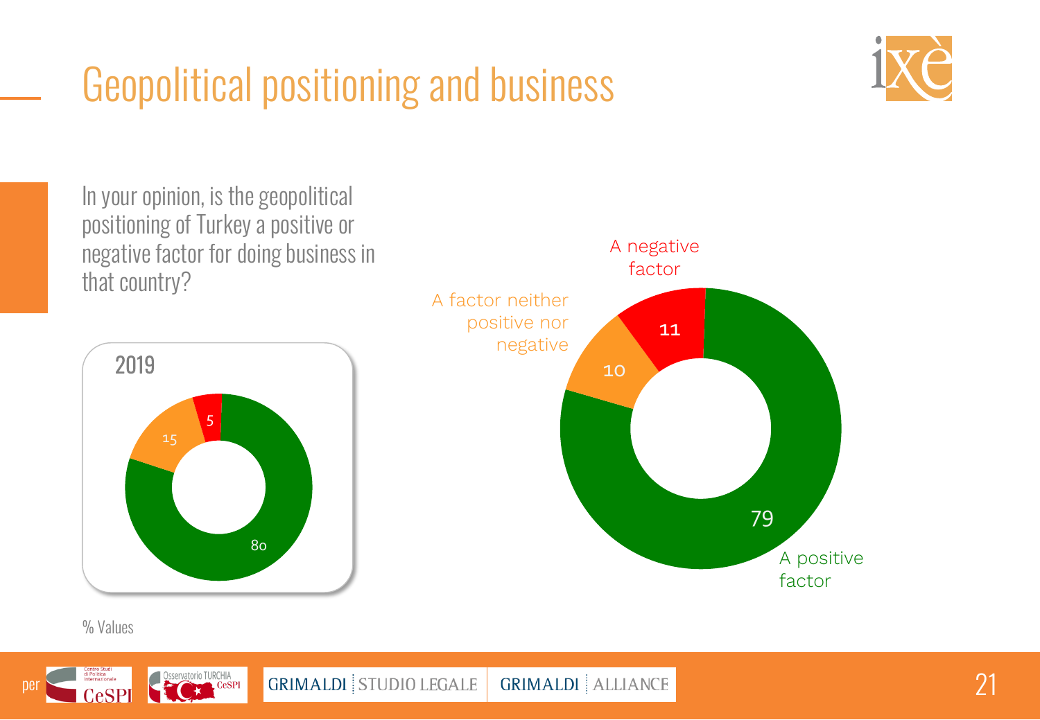# Geopolitical positioning and business

In your opinion, is the geopolitical positioning of Turkey a positive or negative factor for doing business in that country?

| | 2019 | Current |
|---|---|---|
| A positive factor | 80 | 79 |
| A factor neither positive nor negative | 15 | 10 |
| A negative factor | 5 | 11 |

% Values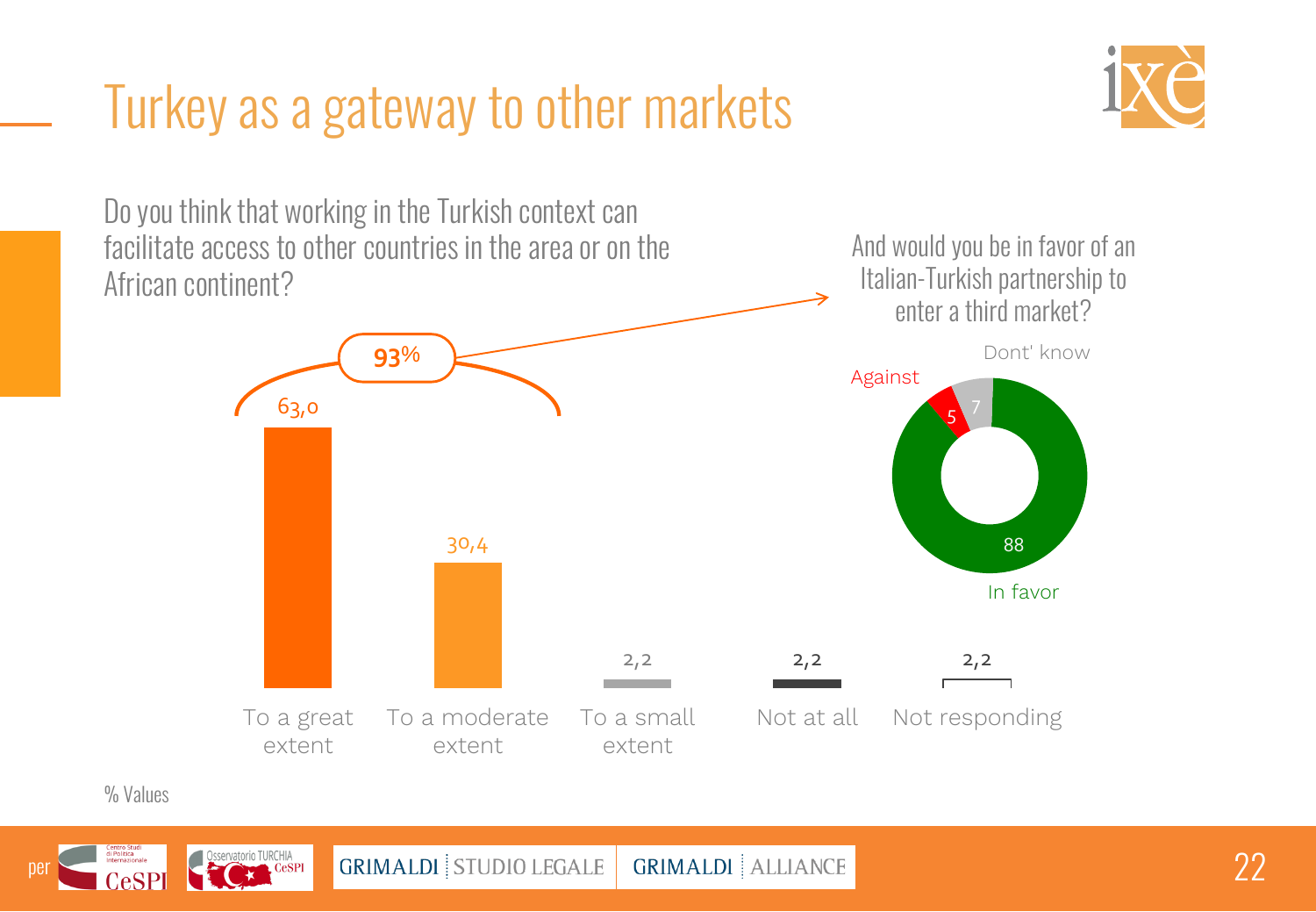# Turkey as a gateway to other markets

Do you think that working in the Turkish context can facilitate access to other countries in the area or on the African continent?

| To a great extent | To a moderate extent | To a small extent | Not at all | Not responding |
|---|---|---|---|---|
| 63,0 | 30,4 | 2,2 | 2,2 | 2,2 |

93%

And would you be in favor of an Italian-Turkish partnership to enter a third market?

| In favor | Against | Dont' know |
|---|---|---|
| 88 | 5 | 7 |

% Values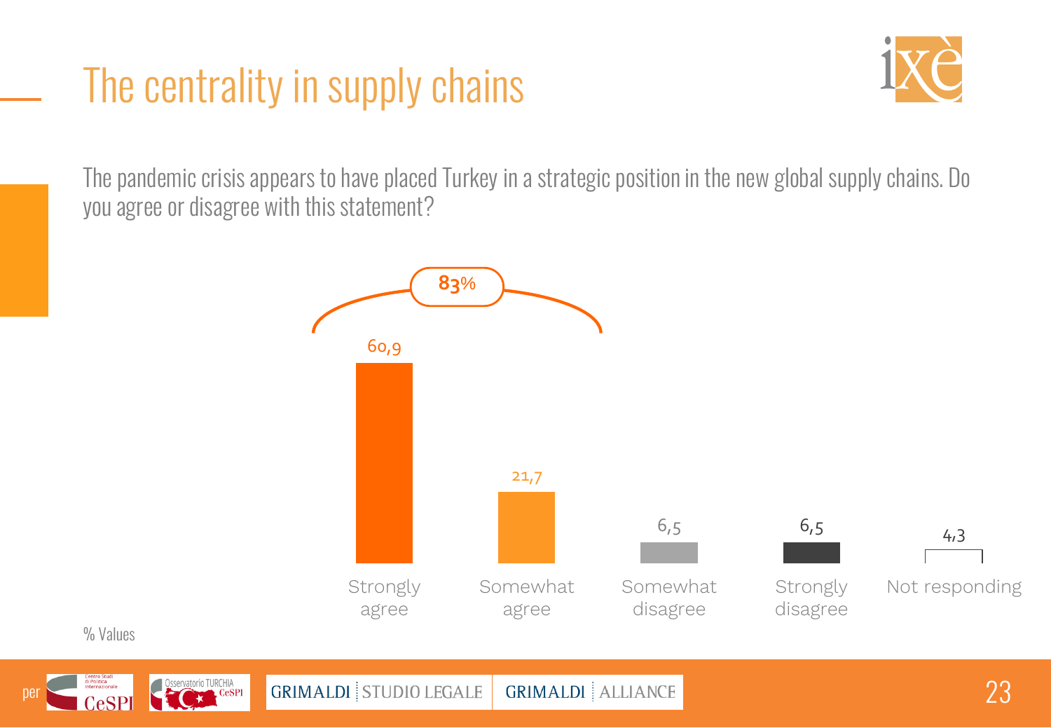# The centrality in supply chains

The pandemic crisis appears to have placed Turkey in a strategic position in the new global supply chains. Do you agree or disagree with this statement?

**83%**

| Strongly agree | Somewhat agree | Somewhat disagree | Strongly disagree | Not responding |
| --- | --- | --- | --- | --- |
| 60,9 | 21,7 | 6,5 | 6,5 | 4,3 |

% Values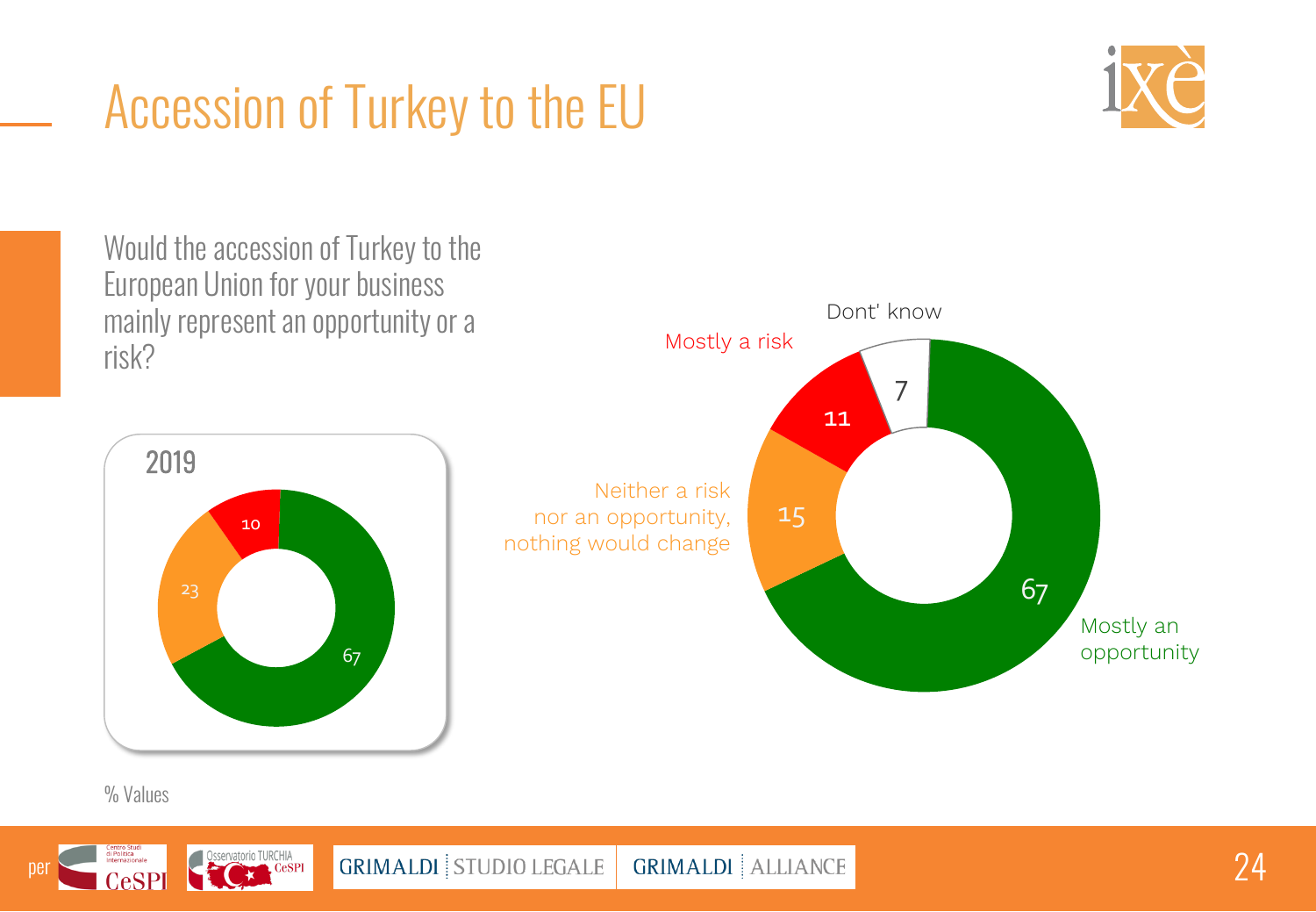# Accession of Turkey to the EU

Would the accession of Turkey to the European Union for your business mainly represent an opportunity or a risk?

| | Current | 2019 |
|---|---|---|
| Mostly an opportunity | 67 | 67 |
| Neither a risk nor an opportunity, nothing would change | 15 | 23 |
| Mostly a risk | 11 | 10 |
| Dont' know | 7 | |

% Values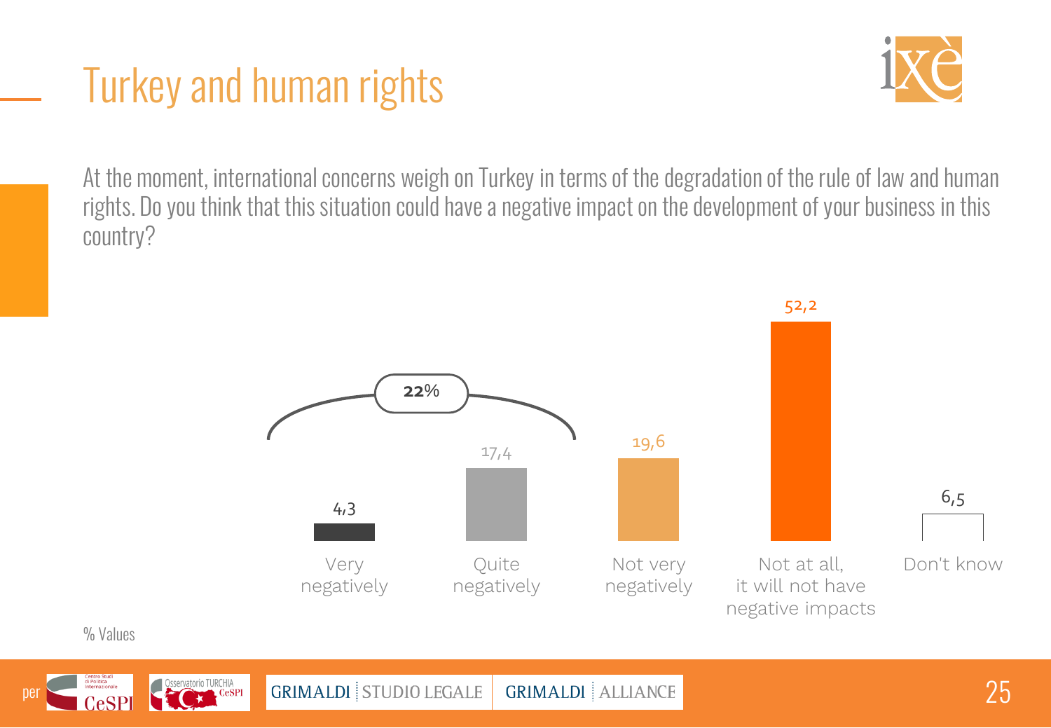# Turkey and human rights

At the moment, international concerns weigh on Turkey in terms of the degradation of the rule of law and human rights. Do you think that this situation could have a negative impact on the development of your business in this country?

| Response | % |
|---|---|
| Very negatively | 4,3 |
| Quite negatively | 17,4 |
| Not very negatively | 19,6 |
| Not at all, it will not have negative impacts | 52,2 |
| Don't know | 6,5 |

Very negatively + Quite negatively: **22**%

% Values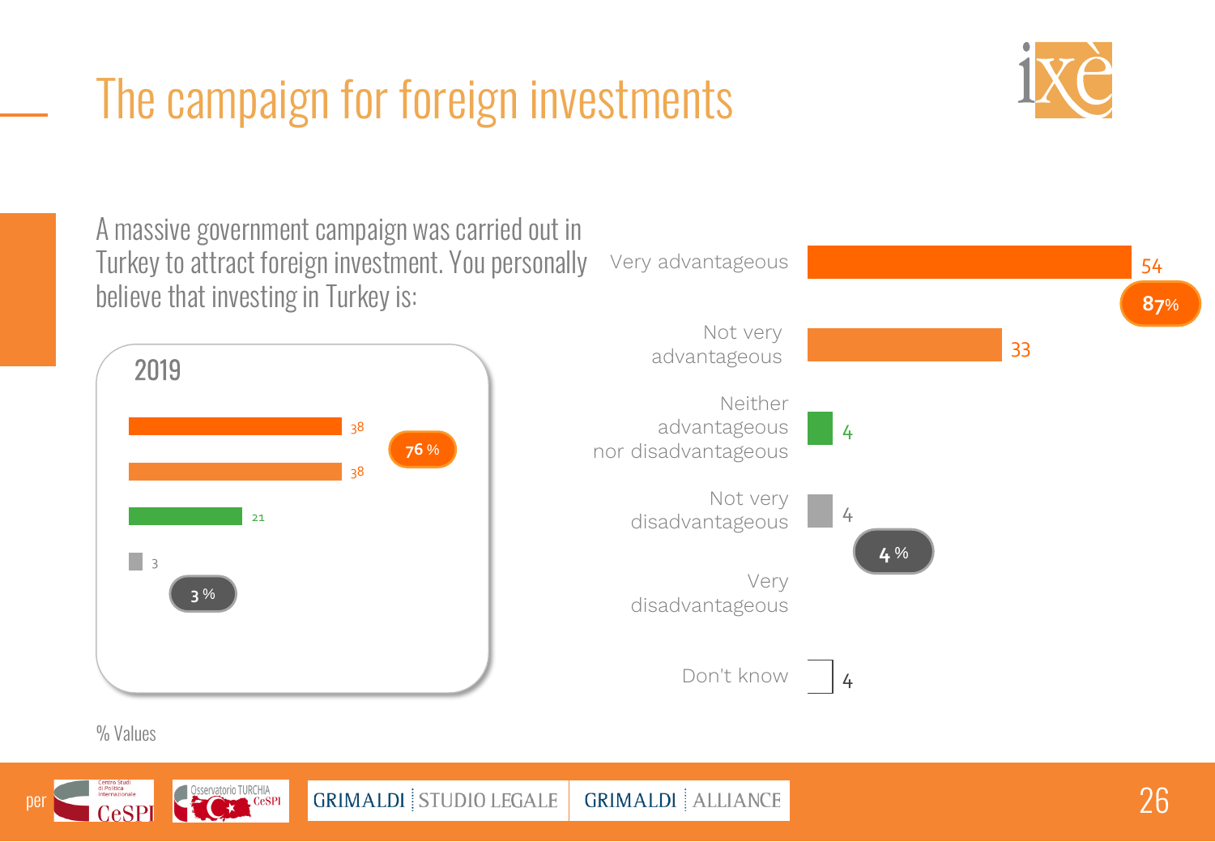# The campaign for foreign investments

A massive government campaign was carried out in Turkey to attract foreign investment. You personally believe that investing in Turkey is:

| | 2019 | Current |
|---|---|---|
| Very advantageous | 38 | 54 |
| Not very advantageous | 38 | 33 |
| Neither advantageous nor disadvantageous | 21 | 4 |
| Not very disadvantageous | 3 | 4 |
| Very disadvantageous | | |
| Don't know | | 4 |

2019: 76 % (advantageous); 3 % (disadvantageous)

Current: 87% (advantageous); 4 % (disadvantageous)

% Values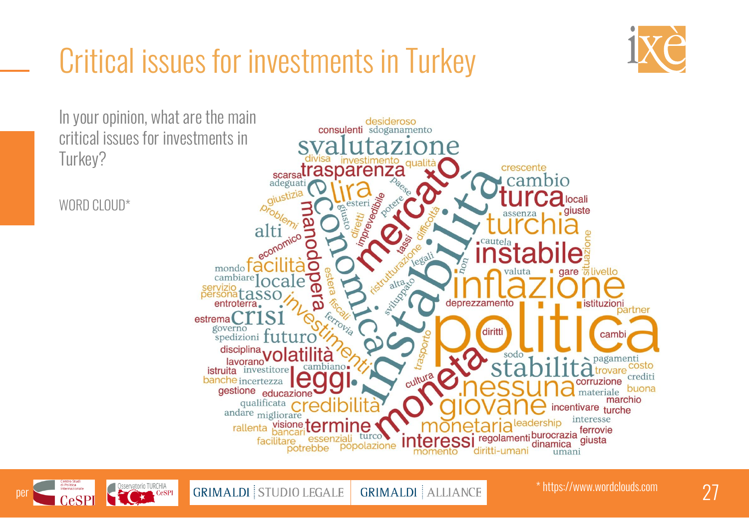# Critical issues for investments in Turkey

In your opinion, what are the main critical issues for investments in Turkey?

WORD CLOUD*

desideroso consulenti sdoganamento svalutazione divisa investimento qualità scarsa trasparenza adeguati crescente cambio turca locali giustizia lira paese esteri imprevedibile potere mercato economica instabilità problemi giusto diretti difficoltà assenza giuste turchia alti economico tassi cautela instabile situazione manodopera ristrutturazione legali non mondo facilità estera sviluppato alta valuta gare livello cambiare locale servizio persona tasso fiscali inflazione entroterra investimenti deprezzamento istituzioni partner estrema crisi ferrovia governo spedizioni futuro trasporto diritti cambi politica disciplina volatilità lavorano sodo pagamenti istruita investitore cambiano stabilità trovare costo banche incertezza leggi cultura crediti gestione educazione moneta corruzione buona nessuna materiale qualificata credibilità marchio andare migliorare giovane incentivare turche interesse rallenta visione bancari termine leadership ferrovie facilitare essenziali turco monetaria regolamenti burocrazia giusta potrebbe popolazione interessi dinamica momento diritti-umani umani

\* https://www.wordclouds.com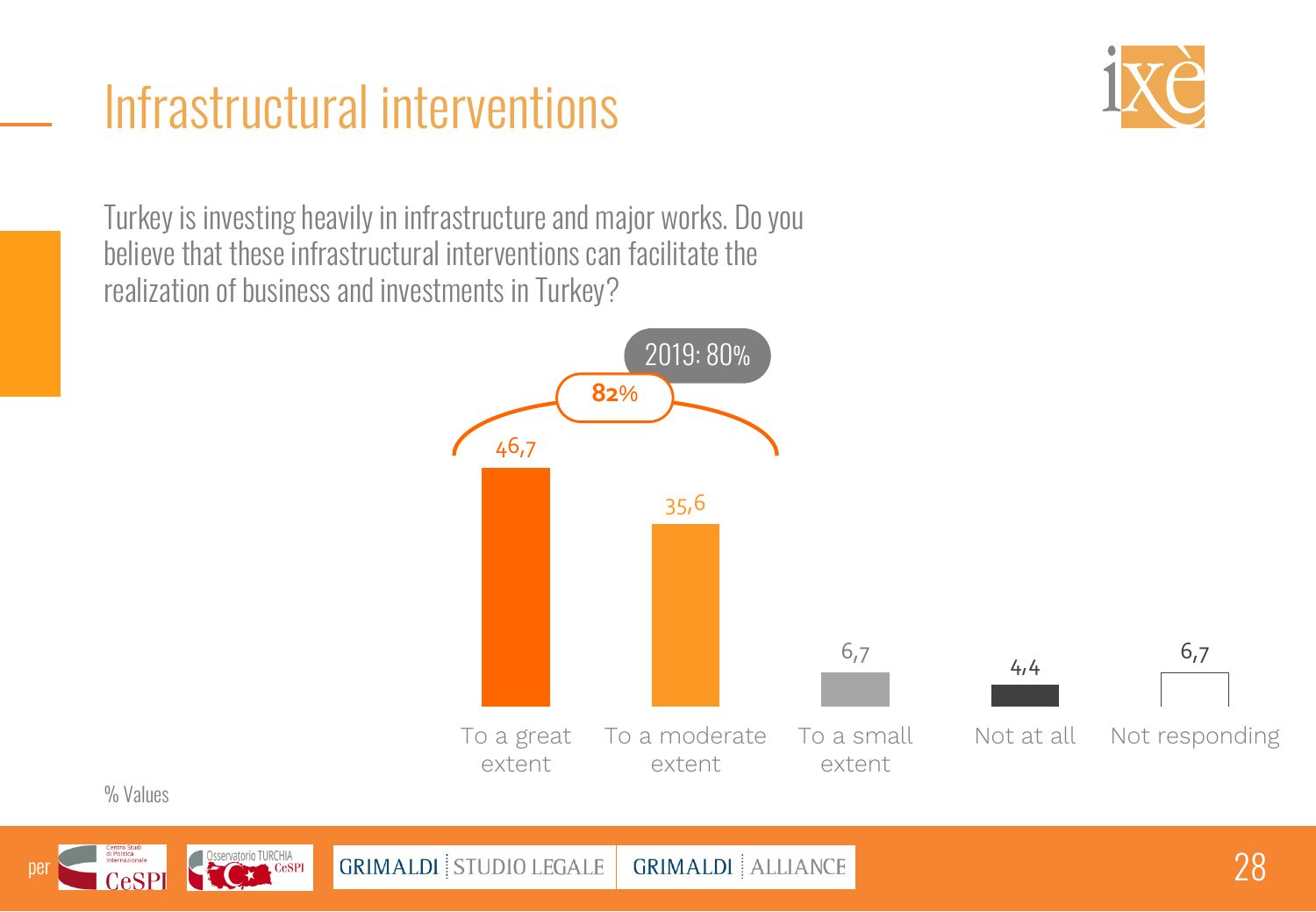# Infrastructural interventions

Turkey is investing heavily in infrastructure and major works. Do you believe that these infrastructural interventions can facilitate the realization of business and investments in Turkey?

2019: 80%

**82%**

| To a great extent | To a moderate extent | To a small extent | Not at all | Not responding |
| --- | --- | --- | --- | --- |
| 46,7 | 35,6 | 6,7 | 4,4 | 6,7 |

% Values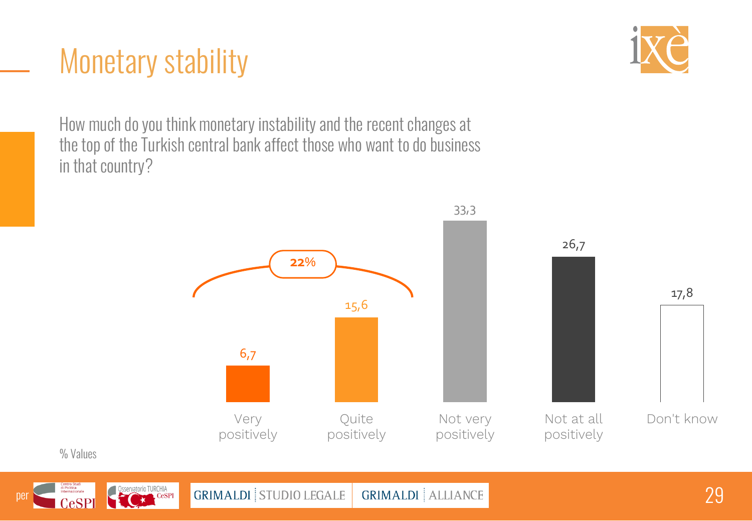# Monetary stability

How much do you think monetary instability and the recent changes at the top of the Turkish central bank affect those who want to do business in that country?

| Very positively | Quite positively | Not very positively | Not at all positively | Don't know |
|---|---|---|---|---|
| 6,7 | 15,6 | 33,3 | 26,7 | 17,8 |

Very positively + Quite positively: **22%**

% Values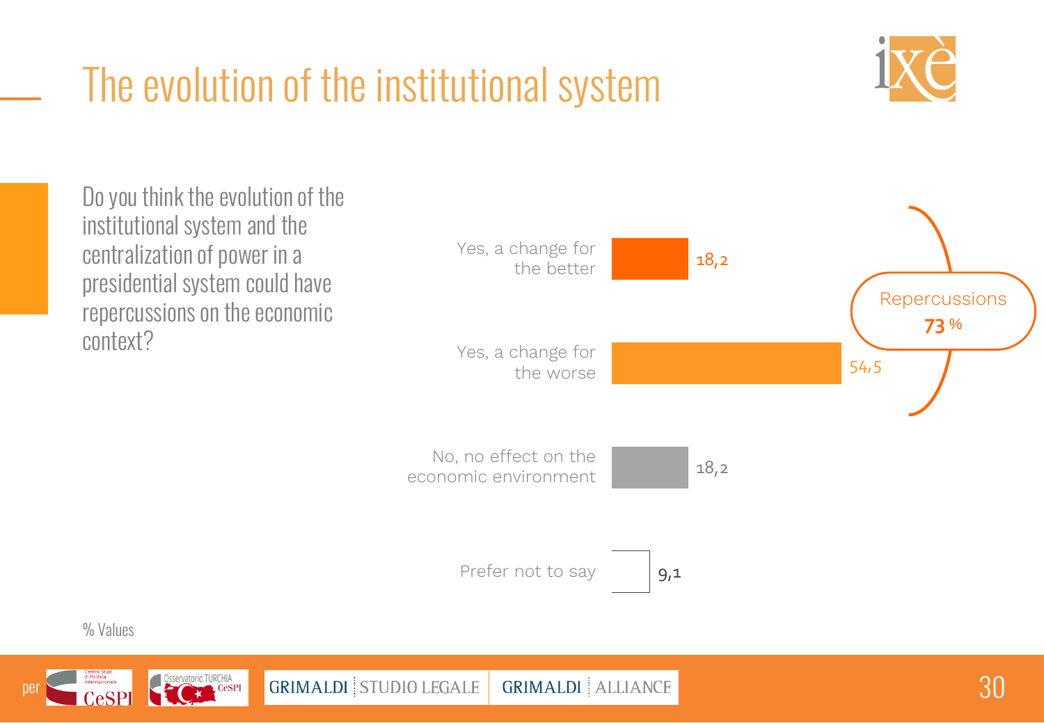# The evolution of the institutional system

Do you think the evolution of the institutional system and the centralization of power in a presidential system could have repercussions on the economic context?

| Response | % |
|---|---|
| Yes, a change for the better | 18,2 |
| Yes, a change for the worse | 54,5 |
| No, no effect on the economic environment | 18,2 |
| Prefer not to say | 9,1 |

Repercussions **73 %**

% Values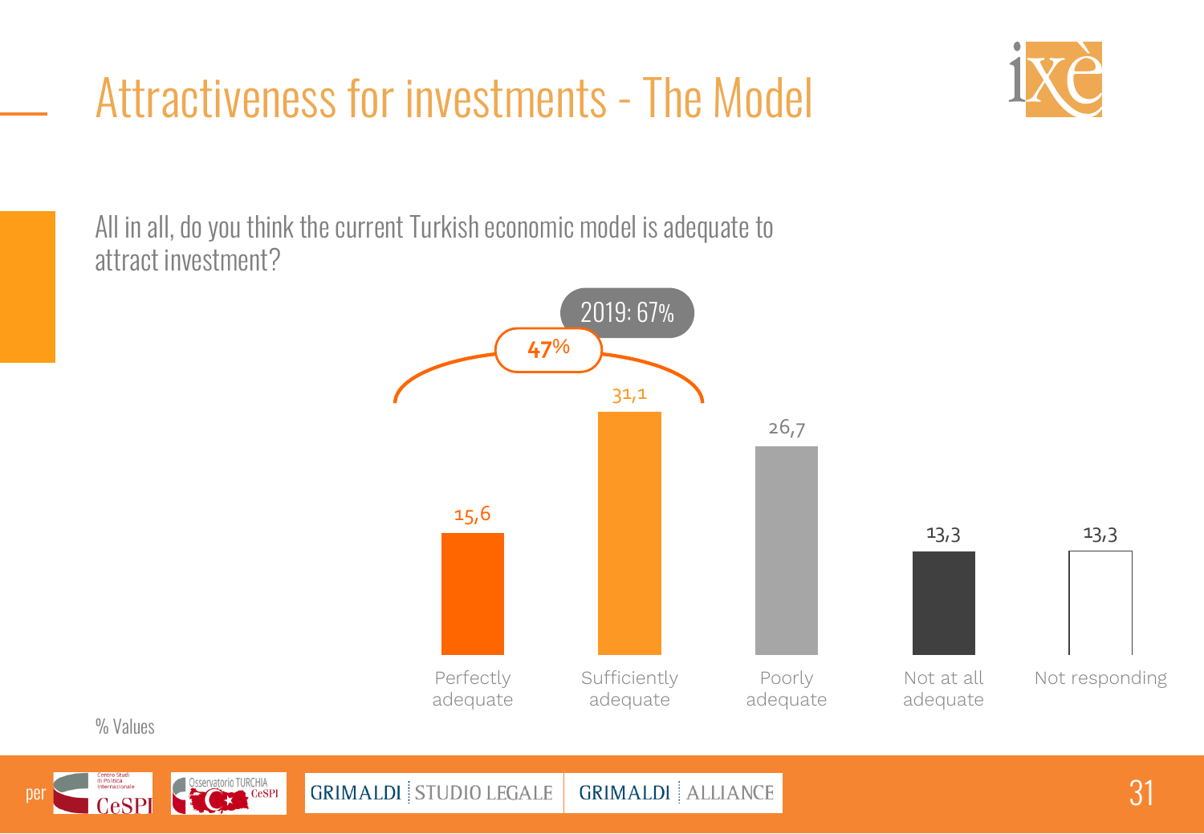# Attractiveness for investments - The Model

All in all, do you think the current Turkish economic model is adequate to attract investment?

| Response | % |
|---|---|
| Perfectly adequate | 15,6 |
| Sufficiently adequate | 31,1 |
| Poorly adequate | 26,7 |
| Not at all adequate | 13,3 |
| Not responding | 13,3 |

Perfectly + Sufficiently adequate: 47% (2019: 67%)

% Values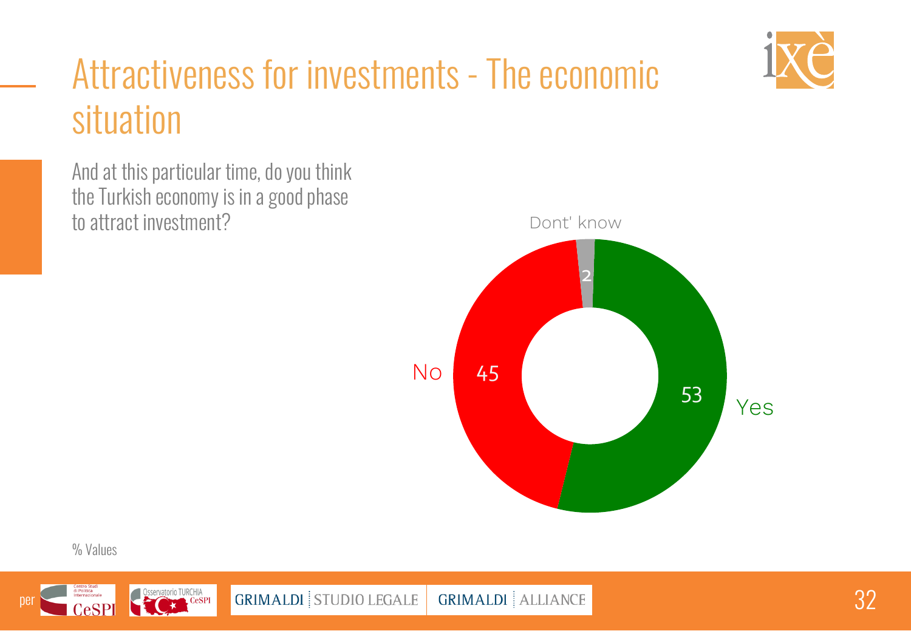# Attractiveness for investments - The economic situation

And at this particular time, do you think the Turkish economy is in a good phase to attract investment?

| Response | % |
|---|---|
| Yes | 53 |
| No | 45 |
| Dont' know | 2 |

% Values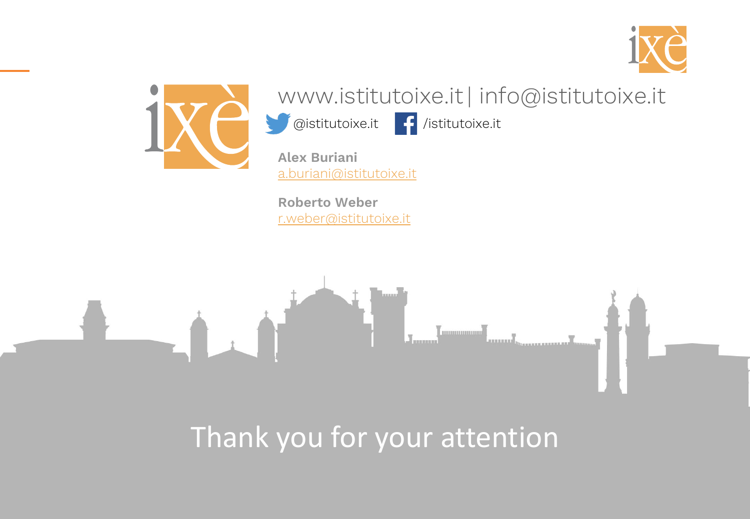www.istitutoixe.it | info@istitutoixe.it

@istitutoixe.it /istitutoixe.it

**Alex Buriani**
a.buriani@istitutoixe.it

**Roberto Weber**
r.weber@istitutoixe.it

Thank you for your attention